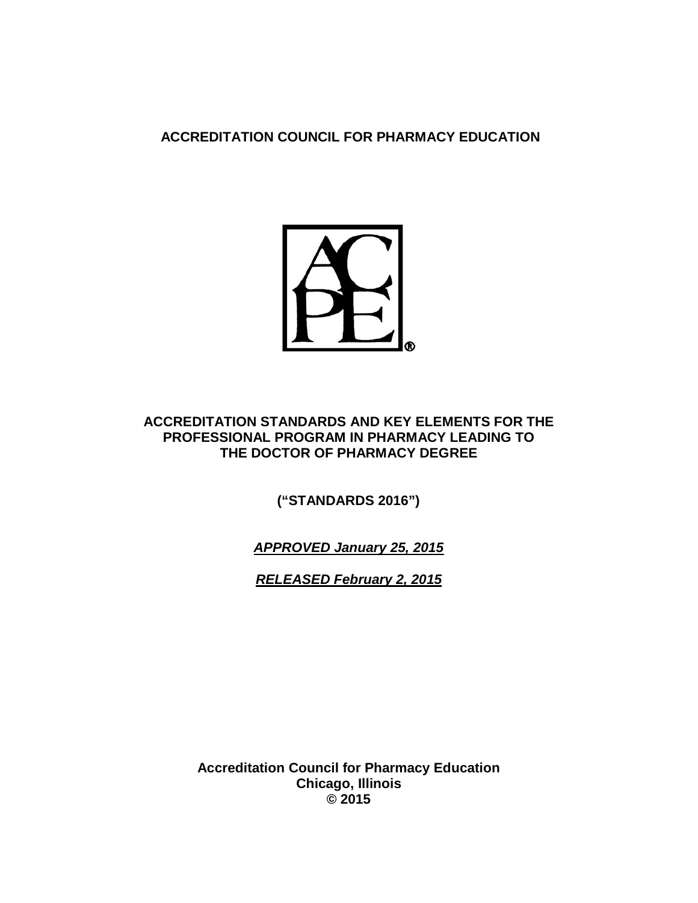**ACCREDITATION COUNCIL FOR PHARMACY EDUCATION**

# ACCREDITATION STANDARDS AND KEY ELEMENTS FOR THE PROFESSIONAL PROGRAM IN PHARMACY LEADING TO THE DOCTOR OF PHARMACY DEGREE

**("STANDARDS 2016")**

***APPROVED January 25, 2015***

***RELEASED February 2, 2015***

**Accreditation Council for Pharmacy Education**
**Chicago, Illinois**
**© 2015**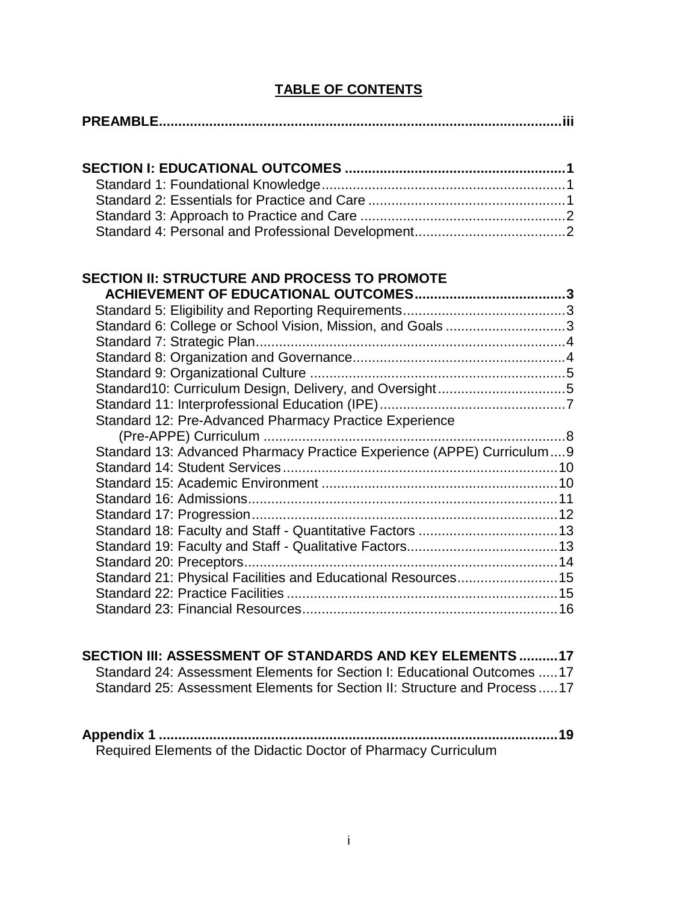# TABLE OF CONTENTS

**PREAMBLE** .......... iii

**SECTION I: EDUCATIONAL OUTCOMES** .......... 1

- Standard 1: Foundational Knowledge .......... 1
- Standard 2: Essentials for Practice and Care .......... 1
- Standard 3: Approach to Practice and Care .......... 2
- Standard 4: Personal and Professional Development .......... 2

**SECTION II: STRUCTURE AND PROCESS TO PROMOTE ACHIEVEMENT OF EDUCATIONAL OUTCOMES** .......... 3

- Standard 5: Eligibility and Reporting Requirements .......... 3
- Standard 6: College or School Vision, Mission, and Goals .......... 3
- Standard 7: Strategic Plan .......... 4
- Standard 8: Organization and Governance .......... 4
- Standard 9: Organizational Culture .......... 5
- Standard10: Curriculum Design, Delivery, and Oversight .......... 5
- Standard 11: Interprofessional Education (IPE) .......... 7
- Standard 12: Pre-Advanced Pharmacy Practice Experience (Pre-APPE) Curriculum .......... 8
- Standard 13: Advanced Pharmacy Practice Experience (APPE) Curriculum .......... 9
- Standard 14: Student Services .......... 10
- Standard 15: Academic Environment .......... 10
- Standard 16: Admissions .......... 11
- Standard 17: Progression .......... 12
- Standard 18: Faculty and Staff - Quantitative Factors .......... 13
- Standard 19: Faculty and Staff - Qualitative Factors .......... 13
- Standard 20: Preceptors .......... 14
- Standard 21: Physical Facilities and Educational Resources .......... 15
- Standard 22: Practice Facilities .......... 15
- Standard 23: Financial Resources .......... 16

**SECTION III: ASSESSMENT OF STANDARDS AND KEY ELEMENTS** .......... 17

- Standard 24: Assessment Elements for Section I: Educational Outcomes .......... 17
- Standard 25: Assessment Elements for Section II: Structure and Process .......... 17

**Appendix 1** .......... 19

Required Elements of the Didactic Doctor of Pharmacy Curriculum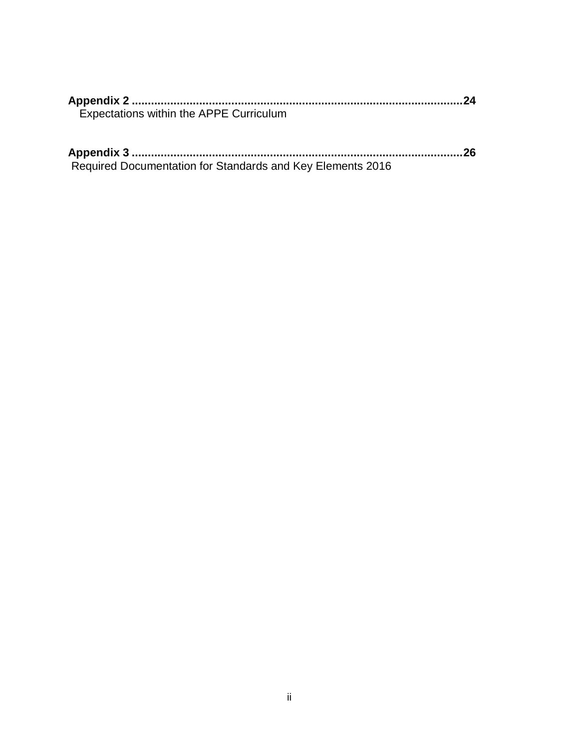**Appendix 2** ..........................................................................................................**24**
Expectations within the APPE Curriculum

**Appendix 3** ..........................................................................................................**26**
Required Documentation for Standards and Key Elements 2016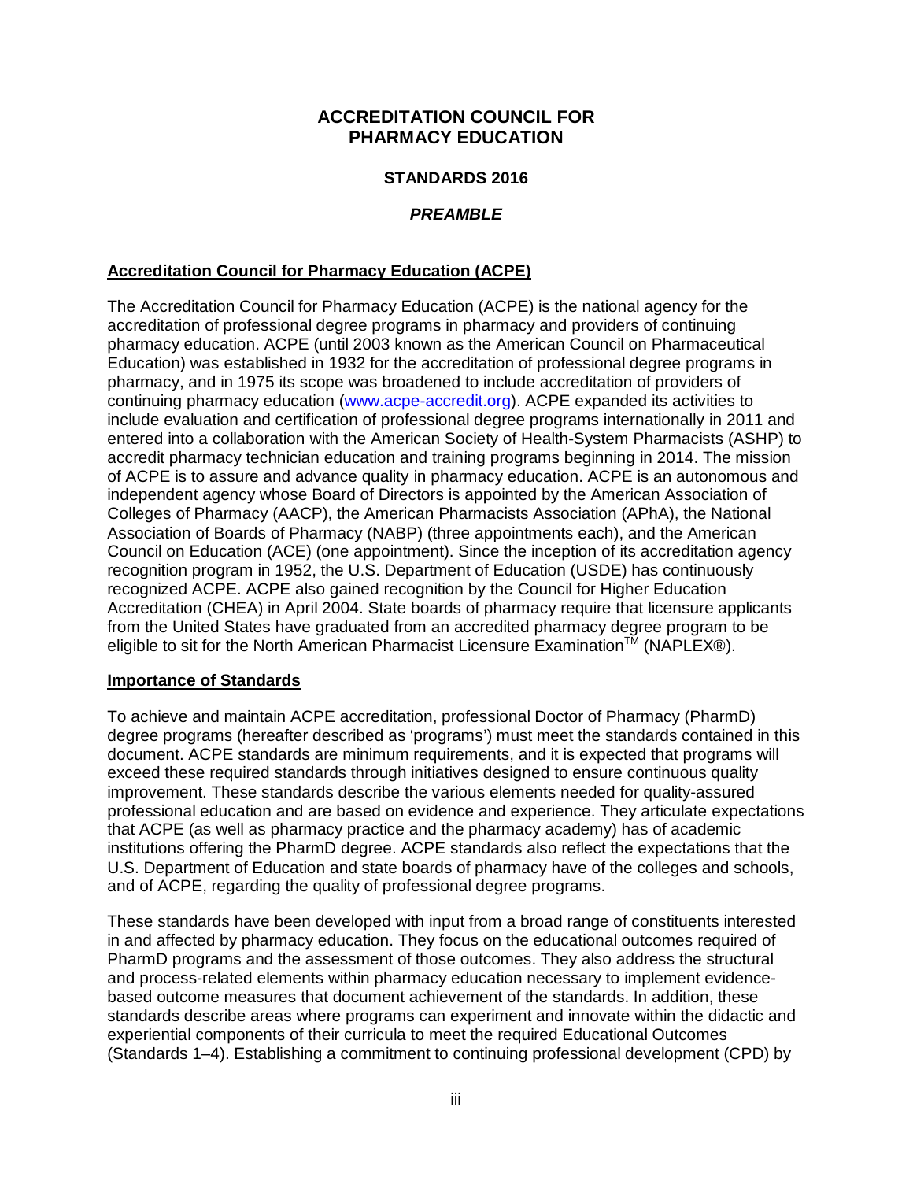# ACCREDITATION COUNCIL FOR PHARMACY EDUCATION

## STANDARDS 2016

### *PREAMBLE*

**Accreditation Council for Pharmacy Education (ACPE)**

The Accreditation Council for Pharmacy Education (ACPE) is the national agency for the accreditation of professional degree programs in pharmacy and providers of continuing pharmacy education. ACPE (until 2003 known as the American Council on Pharmaceutical Education) was established in 1932 for the accreditation of professional degree programs in pharmacy, and in 1975 its scope was broadened to include accreditation of providers of continuing pharmacy education (www.acpe-accredit.org). ACPE expanded its activities to include evaluation and certification of professional degree programs internationally in 2011 and entered into a collaboration with the American Society of Health-System Pharmacists (ASHP) to accredit pharmacy technician education and training programs beginning in 2014. The mission of ACPE is to assure and advance quality in pharmacy education. ACPE is an autonomous and independent agency whose Board of Directors is appointed by the American Association of Colleges of Pharmacy (AACP), the American Pharmacists Association (APhA), the National Association of Boards of Pharmacy (NABP) (three appointments each), and the American Council on Education (ACE) (one appointment). Since the inception of its accreditation agency recognition program in 1952, the U.S. Department of Education (USDE) has continuously recognized ACPE. ACPE also gained recognition by the Council for Higher Education Accreditation (CHEA) in April 2004. State boards of pharmacy require that licensure applicants from the United States have graduated from an accredited pharmacy degree program to be eligible to sit for the North American Pharmacist Licensure Examination™ (NAPLEX®).

**Importance of Standards**

To achieve and maintain ACPE accreditation, professional Doctor of Pharmacy (PharmD) degree programs (hereafter described as 'programs') must meet the standards contained in this document. ACPE standards are minimum requirements, and it is expected that programs will exceed these required standards through initiatives designed to ensure continuous quality improvement. These standards describe the various elements needed for quality-assured professional education and are based on evidence and experience. They articulate expectations that ACPE (as well as pharmacy practice and the pharmacy academy) has of academic institutions offering the PharmD degree. ACPE standards also reflect the expectations that the U.S. Department of Education and state boards of pharmacy have of the colleges and schools, and of ACPE, regarding the quality of professional degree programs.

These standards have been developed with input from a broad range of constituents interested in and affected by pharmacy education. They focus on the educational outcomes required of PharmD programs and the assessment of those outcomes. They also address the structural and process-related elements within pharmacy education necessary to implement evidence-based outcome measures that document achievement of the standards. In addition, these standards describe areas where programs can experiment and innovate within the didactic and experiential components of their curricula to meet the required Educational Outcomes (Standards 1–4). Establishing a commitment to continuing professional development (CPD) by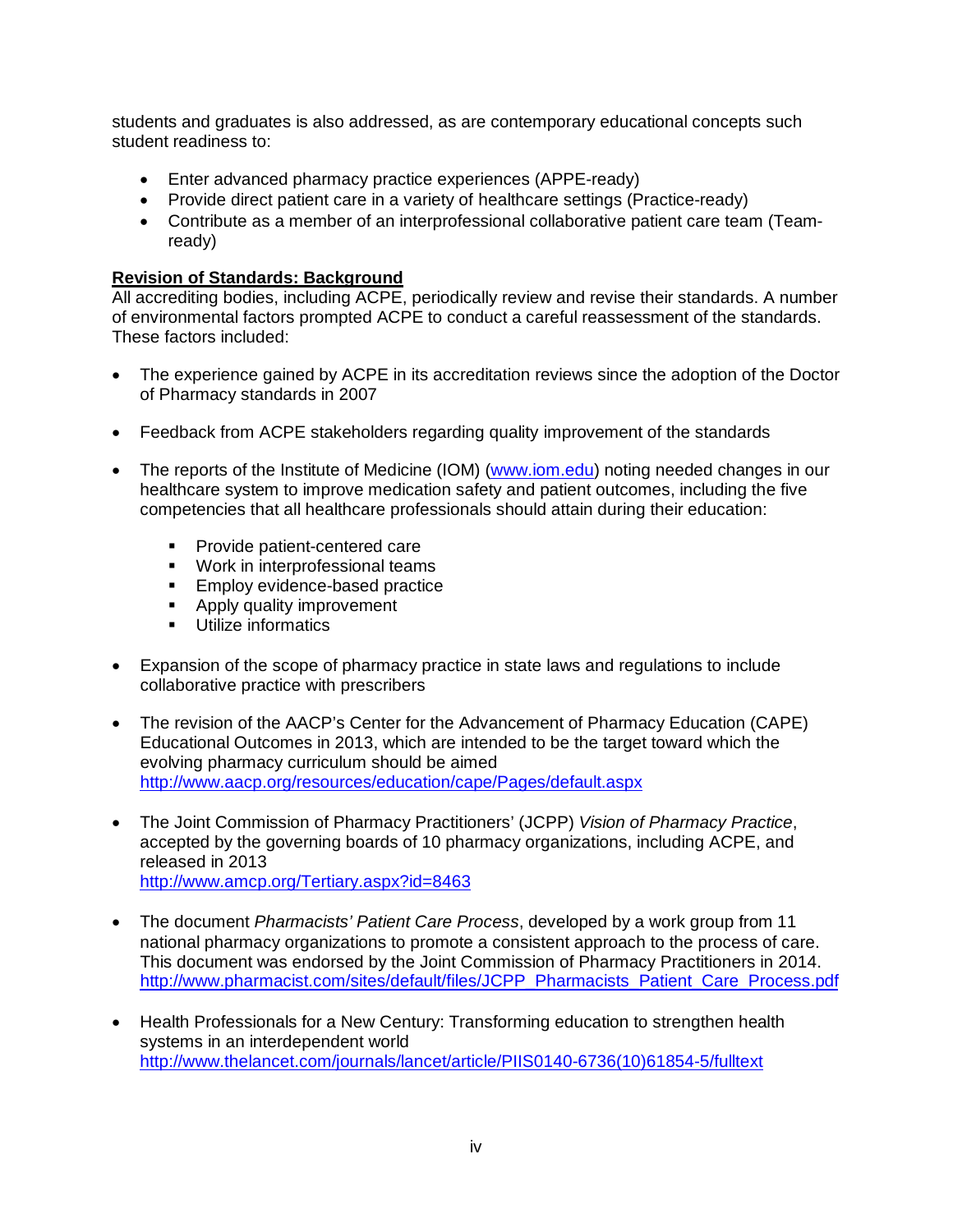students and graduates is also addressed, as are contemporary educational concepts such student readiness to:

- Enter advanced pharmacy practice experiences (APPE-ready)
- Provide direct patient care in a variety of healthcare settings (Practice-ready)
- Contribute as a member of an interprofessional collaborative patient care team (Team-ready)

**Revision of Standards: Background**

All accrediting bodies, including ACPE, periodically review and revise their standards. A number of environmental factors prompted ACPE to conduct a careful reassessment of the standards. These factors included:

- The experience gained by ACPE in its accreditation reviews since the adoption of the Doctor of Pharmacy standards in 2007

- Feedback from ACPE stakeholders regarding quality improvement of the standards

- The reports of the Institute of Medicine (IOM) ([www.iom.edu](http://www.iom.edu)) noting needed changes in our healthcare system to improve medication safety and patient outcomes, including the five competencies that all healthcare professionals should attain during their education:

  - Provide patient-centered care
  - Work in interprofessional teams
  - Employ evidence-based practice
  - Apply quality improvement
  - Utilize informatics

- Expansion of the scope of pharmacy practice in state laws and regulations to include collaborative practice with prescribers

- The revision of the AACP's Center for the Advancement of Pharmacy Education (CAPE) Educational Outcomes in 2013, which are intended to be the target toward which the evolving pharmacy curriculum should be aimed
  http://www.aacp.org/resources/education/cape/Pages/default.aspx

- The Joint Commission of Pharmacy Practitioners' (JCPP) *Vision of Pharmacy Practice*, accepted by the governing boards of 10 pharmacy organizations, including ACPE, and released in 2013
  http://www.amcp.org/Tertiary.aspx?id=8463

- The document *Pharmacists' Patient Care Process*, developed by a work group from 11 national pharmacy organizations to promote a consistent approach to the process of care. This document was endorsed by the Joint Commission of Pharmacy Practitioners in 2014.
  http://www.pharmacist.com/sites/default/files/JCPP_Pharmacists_Patient_Care_Process.pdf

- Health Professionals for a New Century: Transforming education to strengthen health systems in an interdependent world
  http://www.thelancet.com/journals/lancet/article/PIIS0140-6736(10)61854-5/fulltext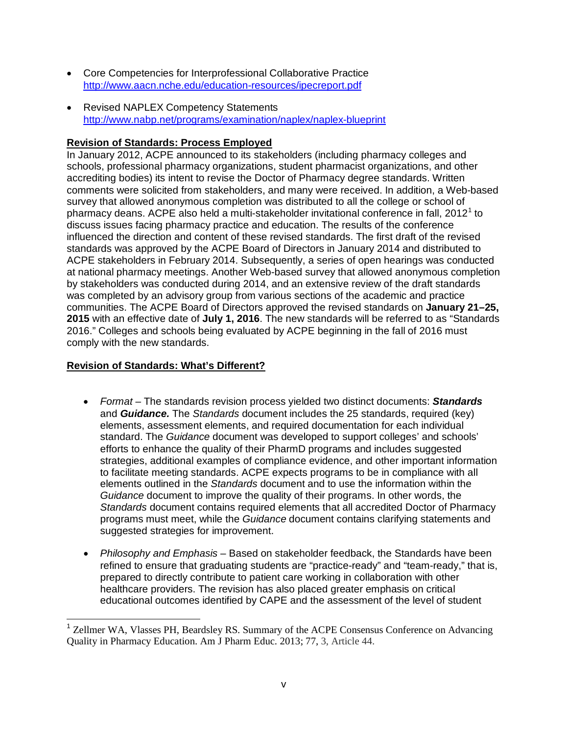- Core Competencies for Interprofessional Collaborative Practice
  http://www.aacn.nche.edu/education-resources/ipecreport.pdf

- Revised NAPLEX Competency Statements
  http://www.nabp.net/programs/examination/naplex/naplex-blueprint

**Revision of Standards: Process Employed**

In January 2012, ACPE announced to its stakeholders (including pharmacy colleges and schools, professional pharmacy organizations, student pharmacist organizations, and other accrediting bodies) its intent to revise the Doctor of Pharmacy degree standards. Written comments were solicited from stakeholders, and many were received. In addition, a Web-based survey that allowed anonymous completion was distributed to all the college or school of pharmacy deans. ACPE also held a multi-stakeholder invitational conference in fall, 2012[1] to discuss issues facing pharmacy practice and education. The results of the conference influenced the direction and content of these revised standards. The first draft of the revised standards was approved by the ACPE Board of Directors in January 2014 and distributed to ACPE stakeholders in February 2014. Subsequently, a series of open hearings was conducted at national pharmacy meetings. Another Web-based survey that allowed anonymous completion by stakeholders was conducted during 2014, and an extensive review of the draft standards was completed by an advisory group from various sections of the academic and practice communities. The ACPE Board of Directors approved the revised standards on **January 21–25, 2015** with an effective date of **July 1, 2016**. The new standards will be referred to as "Standards 2016." Colleges and schools being evaluated by ACPE beginning in the fall of 2016 must comply with the new standards.

**Revision of Standards: What's Different?**

- *Format* – The standards revision process yielded two distinct documents: ***Standards*** and ***Guidance.*** The *Standards* document includes the 25 standards, required (key) elements, assessment elements, and required documentation for each individual standard. The *Guidance* document was developed to support colleges' and schools' efforts to enhance the quality of their PharmD programs and includes suggested strategies, additional examples of compliance evidence, and other important information to facilitate meeting standards. ACPE expects programs to be in compliance with all elements outlined in the *Standards* document and to use the information within the *Guidance* document to improve the quality of their programs. In other words, the *Standards* document contains required elements that all accredited Doctor of Pharmacy programs must meet, while the *Guidance* document contains clarifying statements and suggested strategies for improvement.

- *Philosophy and Emphasis* – Based on stakeholder feedback, the Standards have been refined to ensure that graduating students are "practice-ready" and "team-ready," that is, prepared to directly contribute to patient care working in collaboration with other healthcare providers. The revision has also placed greater emphasis on critical educational outcomes identified by CAPE and the assessment of the level of student

[1] Zellmer WA, Vlasses PH, Beardsley RS. Summary of the ACPE Consensus Conference on Advancing Quality in Pharmacy Education. Am J Pharm Educ. 2013; 77, 3, Article 44.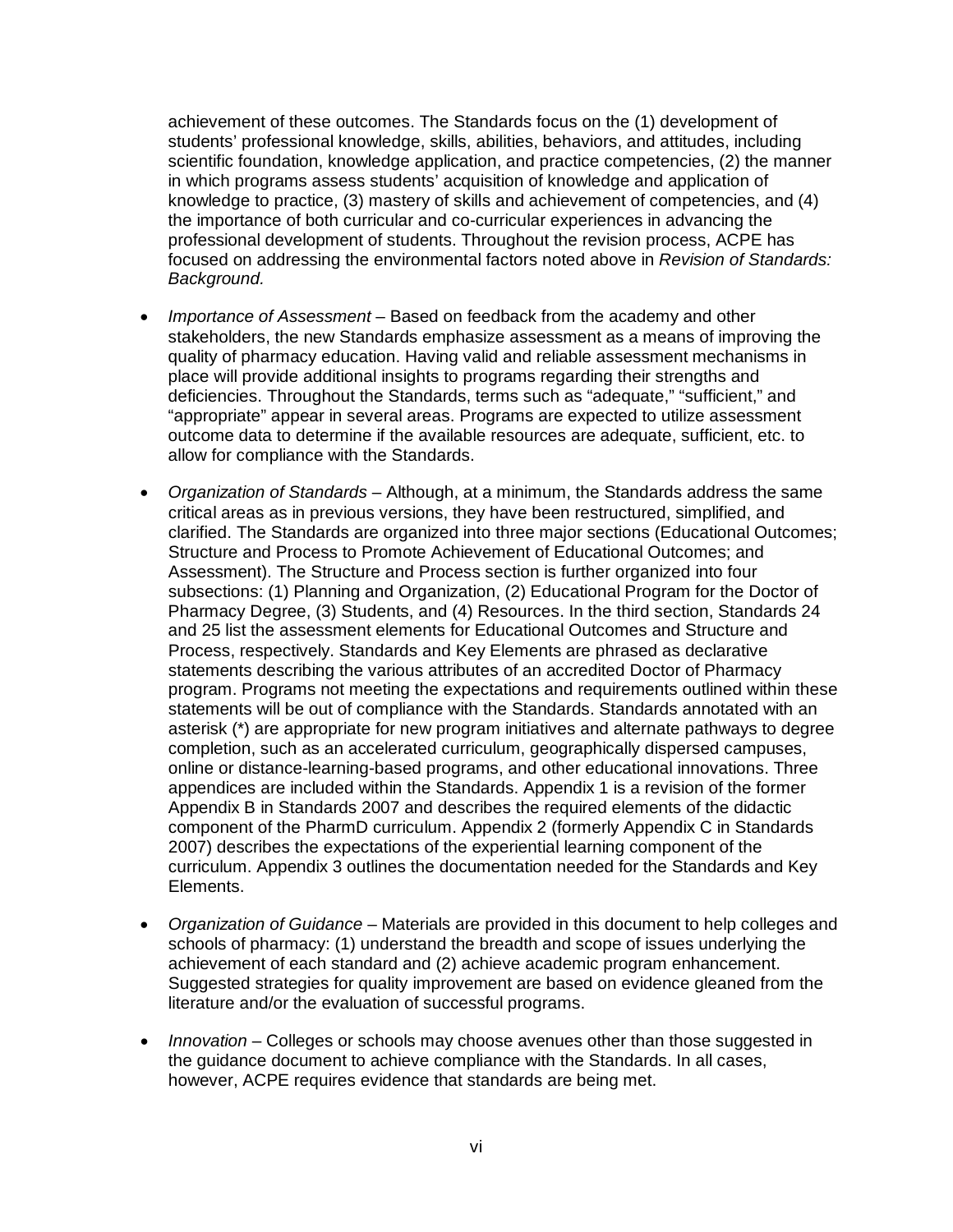achievement of these outcomes. The Standards focus on the (1) development of students' professional knowledge, skills, abilities, behaviors, and attitudes, including scientific foundation, knowledge application, and practice competencies, (2) the manner in which programs assess students' acquisition of knowledge and application of knowledge to practice, (3) mastery of skills and achievement of competencies, and (4) the importance of both curricular and co-curricular experiences in advancing the professional development of students. Throughout the revision process, ACPE has focused on addressing the environmental factors noted above in *Revision of Standards: Background.*

- *Importance of Assessment* – Based on feedback from the academy and other stakeholders, the new Standards emphasize assessment as a means of improving the quality of pharmacy education. Having valid and reliable assessment mechanisms in place will provide additional insights to programs regarding their strengths and deficiencies. Throughout the Standards, terms such as "adequate," "sufficient," and "appropriate" appear in several areas. Programs are expected to utilize assessment outcome data to determine if the available resources are adequate, sufficient, etc. to allow for compliance with the Standards.

- *Organization of Standards* – Although, at a minimum, the Standards address the same critical areas as in previous versions, they have been restructured, simplified, and clarified. The Standards are organized into three major sections (Educational Outcomes; Structure and Process to Promote Achievement of Educational Outcomes; and Assessment). The Structure and Process section is further organized into four subsections: (1) Planning and Organization, (2) Educational Program for the Doctor of Pharmacy Degree, (3) Students, and (4) Resources. In the third section, Standards 24 and 25 list the assessment elements for Educational Outcomes and Structure and Process, respectively. Standards and Key Elements are phrased as declarative statements describing the various attributes of an accredited Doctor of Pharmacy program. Programs not meeting the expectations and requirements outlined within these statements will be out of compliance with the Standards. Standards annotated with an asterisk (*) are appropriate for new program initiatives and alternate pathways to degree completion, such as an accelerated curriculum, geographically dispersed campuses, online or distance-learning-based programs, and other educational innovations. Three appendices are included within the Standards. Appendix 1 is a revision of the former Appendix B in Standards 2007 and describes the required elements of the didactic component of the PharmD curriculum. Appendix 2 (formerly Appendix C in Standards 2007) describes the expectations of the experiential learning component of the curriculum. Appendix 3 outlines the documentation needed for the Standards and Key Elements.

- *Organization of Guidance* – Materials are provided in this document to help colleges and schools of pharmacy: (1) understand the breadth and scope of issues underlying the achievement of each standard and (2) achieve academic program enhancement. Suggested strategies for quality improvement are based on evidence gleaned from the literature and/or the evaluation of successful programs.

- *Innovation* – Colleges or schools may choose avenues other than those suggested in the guidance document to achieve compliance with the Standards. In all cases, however, ACPE requires evidence that standards are being met.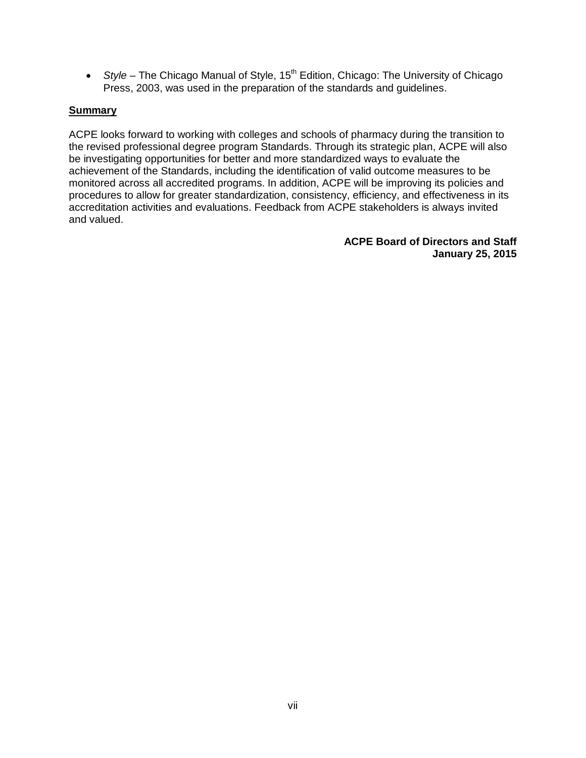- *Style* – The Chicago Manual of Style, 15th Edition, Chicago: The University of Chicago Press, 2003, was used in the preparation of the standards and guidelines.

## Summary

ACPE looks forward to working with colleges and schools of pharmacy during the transition to the revised professional degree program Standards. Through its strategic plan, ACPE will also be investigating opportunities for better and more standardized ways to evaluate the achievement of the Standards, including the identification of valid outcome measures to be monitored across all accredited programs. In addition, ACPE will be improving its policies and procedures to allow for greater standardization, consistency, efficiency, and effectiveness in its accreditation activities and evaluations. Feedback from ACPE stakeholders is always invited and valued.

**ACPE Board of Directors and Staff**
**January 25, 2015**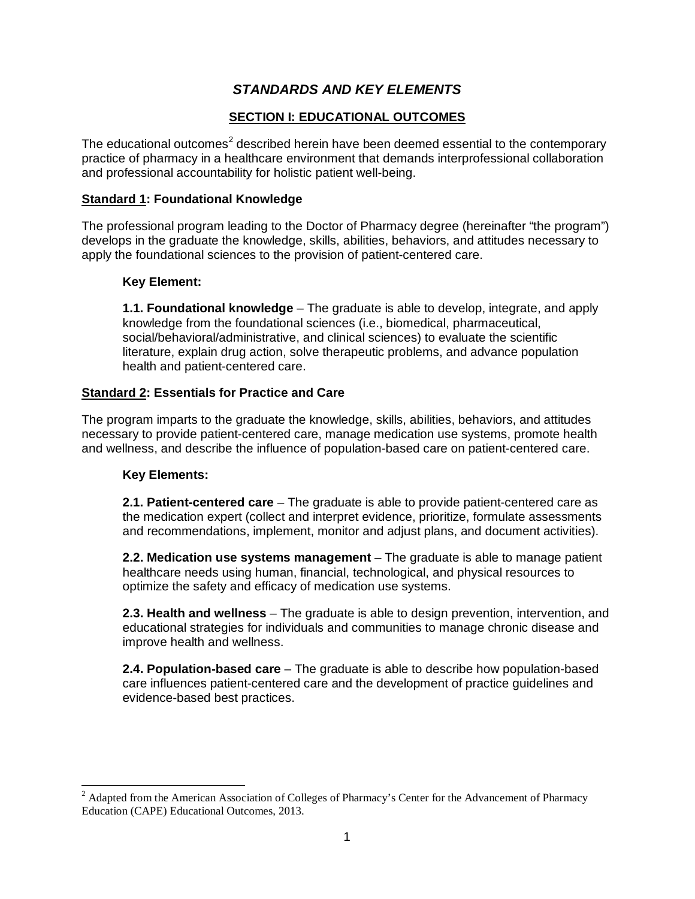# *STANDARDS AND KEY ELEMENTS*

## SECTION I: EDUCATIONAL OUTCOMES

The educational outcomes[2] described herein have been deemed essential to the contemporary practice of pharmacy in a healthcare environment that demands interprofessional collaboration and professional accountability for holistic patient well-being.

### Standard 1: Foundational Knowledge

The professional program leading to the Doctor of Pharmacy degree (hereinafter "the program") develops in the graduate the knowledge, skills, abilities, behaviors, and attitudes necessary to apply the foundational sciences to the provision of patient-centered care.

**Key Element:**

**1.1. Foundational knowledge** – The graduate is able to develop, integrate, and apply knowledge from the foundational sciences (i.e., biomedical, pharmaceutical, social/behavioral/administrative, and clinical sciences) to evaluate the scientific literature, explain drug action, solve therapeutic problems, and advance population health and patient-centered care.

### Standard 2: Essentials for Practice and Care

The program imparts to the graduate the knowledge, skills, abilities, behaviors, and attitudes necessary to provide patient-centered care, manage medication use systems, promote health and wellness, and describe the influence of population-based care on patient-centered care.

**Key Elements:**

**2.1. Patient-centered care** – The graduate is able to provide patient-centered care as the medication expert (collect and interpret evidence, prioritize, formulate assessments and recommendations, implement, monitor and adjust plans, and document activities).

**2.2. Medication use systems management** – The graduate is able to manage patient healthcare needs using human, financial, technological, and physical resources to optimize the safety and efficacy of medication use systems.

**2.3. Health and wellness** – The graduate is able to design prevention, intervention, and educational strategies for individuals and communities to manage chronic disease and improve health and wellness.

**2.4. Population-based care** – The graduate is able to describe how population-based care influences patient-centered care and the development of practice guidelines and evidence-based best practices.

---

[2] Adapted from the American Association of Colleges of Pharmacy's Center for the Advancement of Pharmacy Education (CAPE) Educational Outcomes, 2013.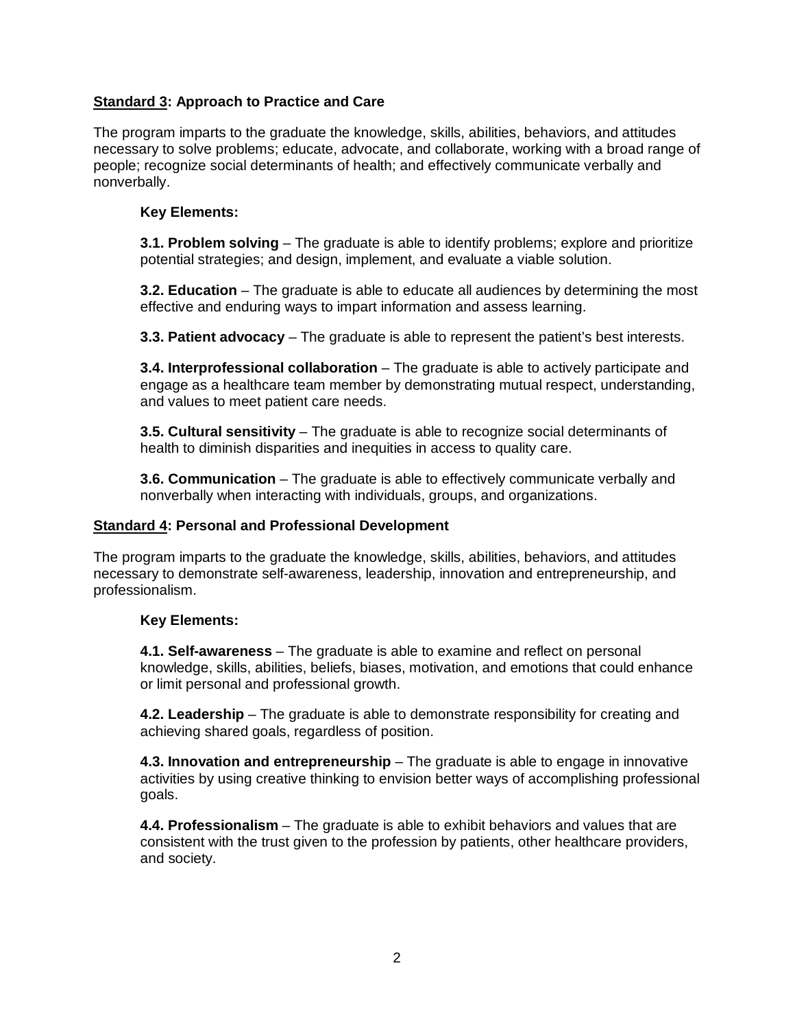## **Standard 3: Approach to Practice and Care**

The program imparts to the graduate the knowledge, skills, abilities, behaviors, and attitudes necessary to solve problems; educate, advocate, and collaborate, working with a broad range of people; recognize social determinants of health; and effectively communicate verbally and nonverbally.

**Key Elements:**

**3.1. Problem solving** – The graduate is able to identify problems; explore and prioritize potential strategies; and design, implement, and evaluate a viable solution.

**3.2. Education** – The graduate is able to educate all audiences by determining the most effective and enduring ways to impart information and assess learning.

**3.3. Patient advocacy** – The graduate is able to represent the patient's best interests.

**3.4. Interprofessional collaboration** – The graduate is able to actively participate and engage as a healthcare team member by demonstrating mutual respect, understanding, and values to meet patient care needs.

**3.5. Cultural sensitivity** – The graduate is able to recognize social determinants of health to diminish disparities and inequities in access to quality care.

**3.6. Communication** – The graduate is able to effectively communicate verbally and nonverbally when interacting with individuals, groups, and organizations.

## **Standard 4: Personal and Professional Development**

The program imparts to the graduate the knowledge, skills, abilities, behaviors, and attitudes necessary to demonstrate self-awareness, leadership, innovation and entrepreneurship, and professionalism.

**Key Elements:**

**4.1. Self-awareness** – The graduate is able to examine and reflect on personal knowledge, skills, abilities, beliefs, biases, motivation, and emotions that could enhance or limit personal and professional growth.

**4.2. Leadership** – The graduate is able to demonstrate responsibility for creating and achieving shared goals, regardless of position.

**4.3. Innovation and entrepreneurship** – The graduate is able to engage in innovative activities by using creative thinking to envision better ways of accomplishing professional goals.

**4.4. Professionalism** – The graduate is able to exhibit behaviors and values that are consistent with the trust given to the profession by patients, other healthcare providers, and society.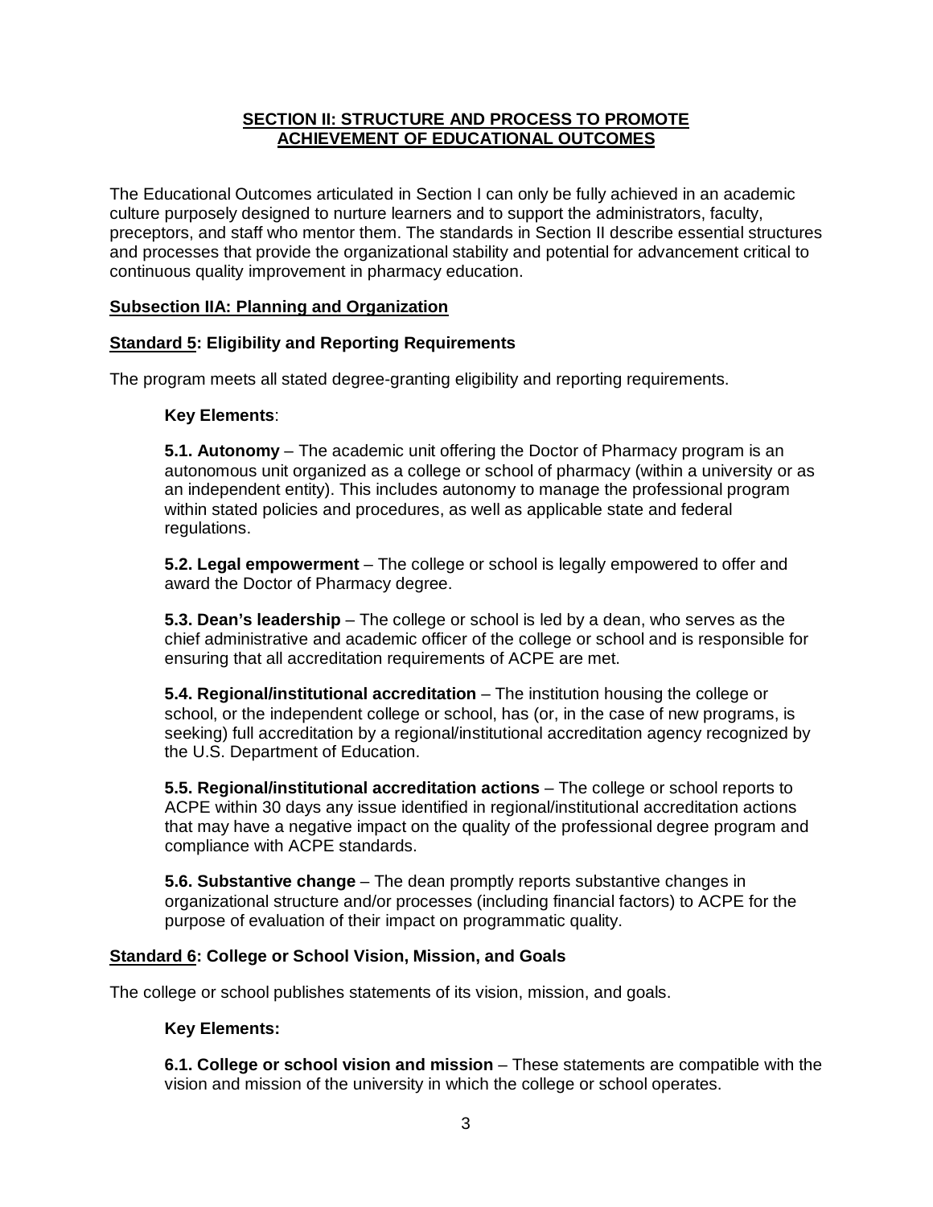## SECTION II: STRUCTURE AND PROCESS TO PROMOTE ACHIEVEMENT OF EDUCATIONAL OUTCOMES

The Educational Outcomes articulated in Section I can only be fully achieved in an academic culture purposely designed to nurture learners and to support the administrators, faculty, preceptors, and staff who mentor them. The standards in Section II describe essential structures and processes that provide the organizational stability and potential for advancement critical to continuous quality improvement in pharmacy education.

### Subsection IIA: Planning and Organization

#### Standard 5: Eligibility and Reporting Requirements

The program meets all stated degree-granting eligibility and reporting requirements.

**Key Elements**:

**5.1. Autonomy** – The academic unit offering the Doctor of Pharmacy program is an autonomous unit organized as a college or school of pharmacy (within a university or as an independent entity). This includes autonomy to manage the professional program within stated policies and procedures, as well as applicable state and federal regulations.

**5.2. Legal empowerment** – The college or school is legally empowered to offer and award the Doctor of Pharmacy degree.

**5.3. Dean's leadership** – The college or school is led by a dean, who serves as the chief administrative and academic officer of the college or school and is responsible for ensuring that all accreditation requirements of ACPE are met.

**5.4. Regional/institutional accreditation** – The institution housing the college or school, or the independent college or school, has (or, in the case of new programs, is seeking) full accreditation by a regional/institutional accreditation agency recognized by the U.S. Department of Education.

**5.5. Regional/institutional accreditation actions** – The college or school reports to ACPE within 30 days any issue identified in regional/institutional accreditation actions that may have a negative impact on the quality of the professional degree program and compliance with ACPE standards.

**5.6. Substantive change** – The dean promptly reports substantive changes in organizational structure and/or processes (including financial factors) to ACPE for the purpose of evaluation of their impact on programmatic quality.

#### Standard 6: College or School Vision, Mission, and Goals

The college or school publishes statements of its vision, mission, and goals.

**Key Elements:**

**6.1. College or school vision and mission** – These statements are compatible with the vision and mission of the university in which the college or school operates.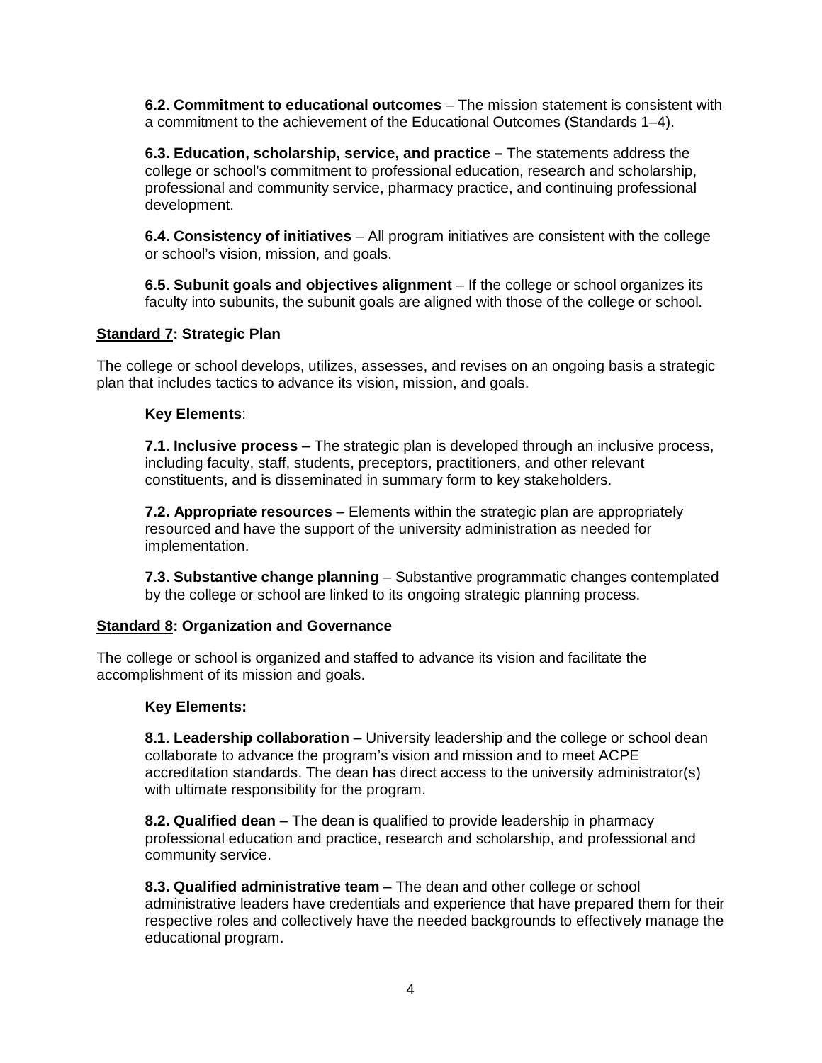**6.2. Commitment to educational outcomes** – The mission statement is consistent with a commitment to the achievement of the Educational Outcomes (Standards 1–4).

**6.3. Education, scholarship, service, and practice –** The statements address the college or school's commitment to professional education, research and scholarship, professional and community service, pharmacy practice, and continuing professional development.

**6.4. Consistency of initiatives** – All program initiatives are consistent with the college or school's vision, mission, and goals.

**6.5. Subunit goals and objectives alignment** – If the college or school organizes its faculty into subunits, the subunit goals are aligned with those of the college or school.

### Standard 7: Strategic Plan

The college or school develops, utilizes, assesses, and revises on an ongoing basis a strategic plan that includes tactics to advance its vision, mission, and goals.

**Key Elements**:

**7.1. Inclusive process** – The strategic plan is developed through an inclusive process, including faculty, staff, students, preceptors, practitioners, and other relevant constituents, and is disseminated in summary form to key stakeholders.

**7.2. Appropriate resources** – Elements within the strategic plan are appropriately resourced and have the support of the university administration as needed for implementation.

**7.3. Substantive change planning** – Substantive programmatic changes contemplated by the college or school are linked to its ongoing strategic planning process.

### Standard 8: Organization and Governance

The college or school is organized and staffed to advance its vision and facilitate the accomplishment of its mission and goals.

**Key Elements:**

**8.1. Leadership collaboration** – University leadership and the college or school dean collaborate to advance the program's vision and mission and to meet ACPE accreditation standards. The dean has direct access to the university administrator(s) with ultimate responsibility for the program.

**8.2. Qualified dean** – The dean is qualified to provide leadership in pharmacy professional education and practice, research and scholarship, and professional and community service.

**8.3. Qualified administrative team** – The dean and other college or school administrative leaders have credentials and experience that have prepared them for their respective roles and collectively have the needed backgrounds to effectively manage the educational program.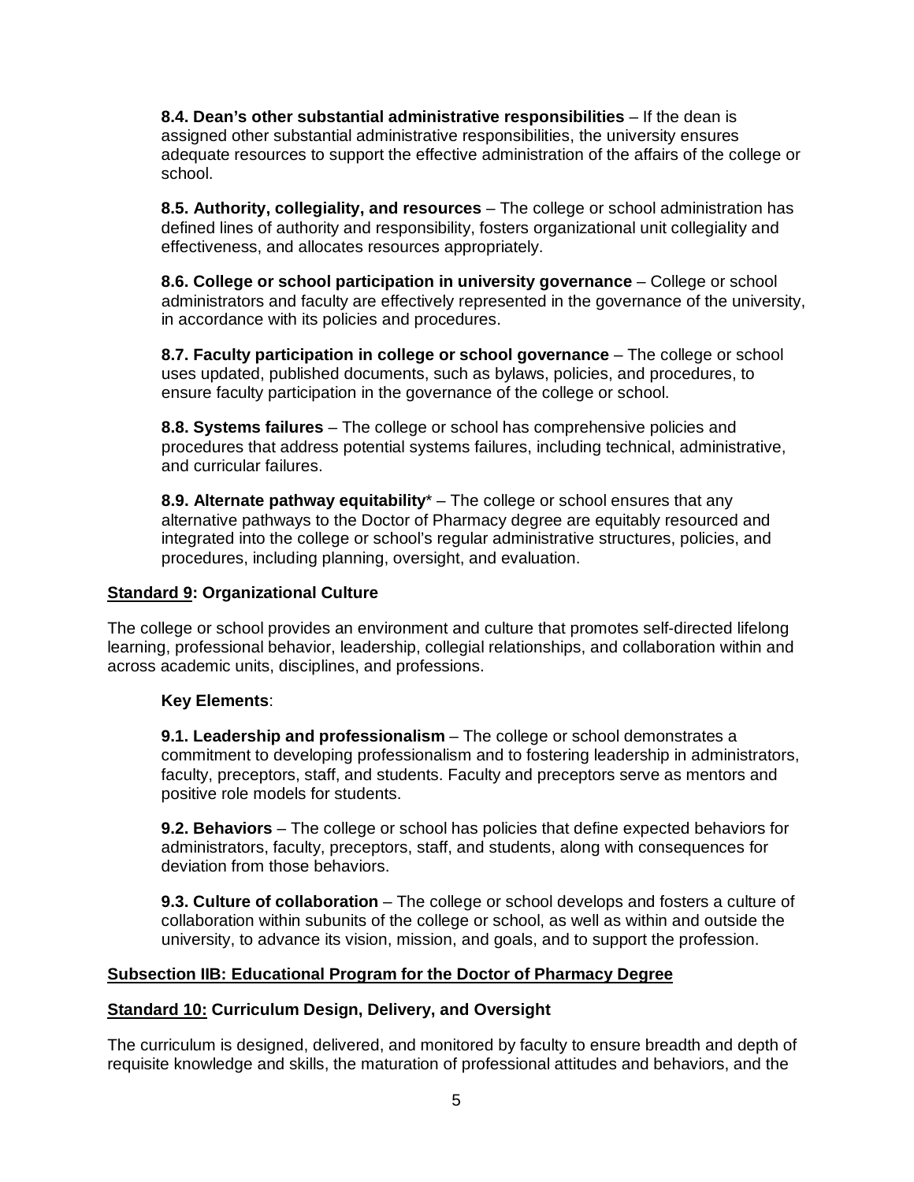**8.4. Dean's other substantial administrative responsibilities** – If the dean is assigned other substantial administrative responsibilities, the university ensures adequate resources to support the effective administration of the affairs of the college or school.

**8.5. Authority, collegiality, and resources** – The college or school administration has defined lines of authority and responsibility, fosters organizational unit collegiality and effectiveness, and allocates resources appropriately.

**8.6. College or school participation in university governance** – College or school administrators and faculty are effectively represented in the governance of the university, in accordance with its policies and procedures.

**8.7. Faculty participation in college or school governance** – The college or school uses updated, published documents, such as bylaws, policies, and procedures, to ensure faculty participation in the governance of the college or school.

**8.8. Systems failures** – The college or school has comprehensive policies and procedures that address potential systems failures, including technical, administrative, and curricular failures.

**8.9. Alternate pathway equitability*** – The college or school ensures that any alternative pathways to the Doctor of Pharmacy degree are equitably resourced and integrated into the college or school's regular administrative structures, policies, and procedures, including planning, oversight, and evaluation.

## Standard 9: Organizational Culture

The college or school provides an environment and culture that promotes self-directed lifelong learning, professional behavior, leadership, collegial relationships, and collaboration within and across academic units, disciplines, and professions.

**Key Elements**:

**9.1. Leadership and professionalism** – The college or school demonstrates a commitment to developing professionalism and to fostering leadership in administrators, faculty, preceptors, staff, and students. Faculty and preceptors serve as mentors and positive role models for students.

**9.2. Behaviors** – The college or school has policies that define expected behaviors for administrators, faculty, preceptors, staff, and students, along with consequences for deviation from those behaviors.

**9.3. Culture of collaboration** – The college or school develops and fosters a culture of collaboration within subunits of the college or school, as well as within and outside the university, to advance its vision, mission, and goals, and to support the profession.

## Subsection IIB: Educational Program for the Doctor of Pharmacy Degree

## Standard 10: Curriculum Design, Delivery, and Oversight

The curriculum is designed, delivered, and monitored by faculty to ensure breadth and depth of requisite knowledge and skills, the maturation of professional attitudes and behaviors, and the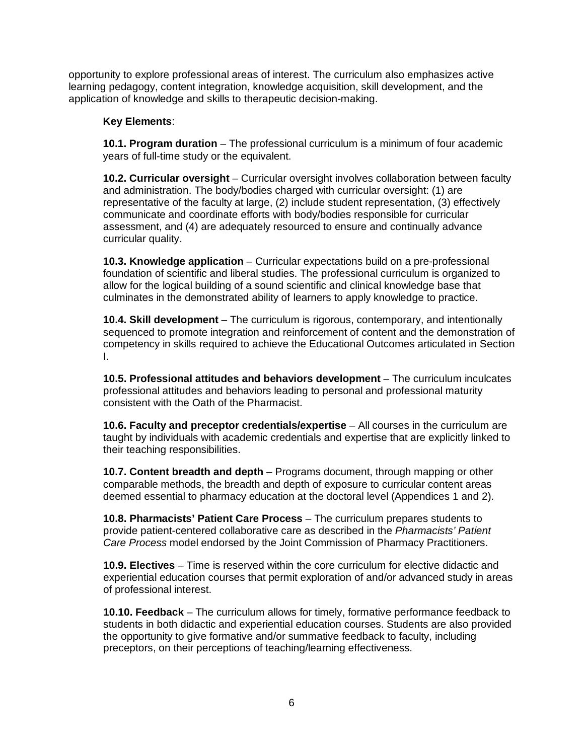opportunity to explore professional areas of interest. The curriculum also emphasizes active learning pedagogy, content integration, knowledge acquisition, skill development, and the application of knowledge and skills to therapeutic decision-making.

**Key Elements**:

**10.1. Program duration** – The professional curriculum is a minimum of four academic years of full-time study or the equivalent.

**10.2. Curricular oversight** – Curricular oversight involves collaboration between faculty and administration. The body/bodies charged with curricular oversight: (1) are representative of the faculty at large, (2) include student representation, (3) effectively communicate and coordinate efforts with body/bodies responsible for curricular assessment, and (4) are adequately resourced to ensure and continually advance curricular quality.

**10.3. Knowledge application** – Curricular expectations build on a pre-professional foundation of scientific and liberal studies. The professional curriculum is organized to allow for the logical building of a sound scientific and clinical knowledge base that culminates in the demonstrated ability of learners to apply knowledge to practice.

**10.4. Skill development** – The curriculum is rigorous, contemporary, and intentionally sequenced to promote integration and reinforcement of content and the demonstration of competency in skills required to achieve the Educational Outcomes articulated in Section I.

**10.5. Professional attitudes and behaviors development** – The curriculum inculcates professional attitudes and behaviors leading to personal and professional maturity consistent with the Oath of the Pharmacist.

**10.6. Faculty and preceptor credentials/expertise** – All courses in the curriculum are taught by individuals with academic credentials and expertise that are explicitly linked to their teaching responsibilities.

**10.7. Content breadth and depth** – Programs document, through mapping or other comparable methods, the breadth and depth of exposure to curricular content areas deemed essential to pharmacy education at the doctoral level (Appendices 1 and 2).

**10.8. Pharmacists' Patient Care Process** – The curriculum prepares students to provide patient-centered collaborative care as described in the *Pharmacists' Patient Care Process* model endorsed by the Joint Commission of Pharmacy Practitioners.

**10.9. Electives** – Time is reserved within the core curriculum for elective didactic and experiential education courses that permit exploration of and/or advanced study in areas of professional interest.

**10.10. Feedback** – The curriculum allows for timely, formative performance feedback to students in both didactic and experiential education courses. Students are also provided the opportunity to give formative and/or summative feedback to faculty, including preceptors, on their perceptions of teaching/learning effectiveness.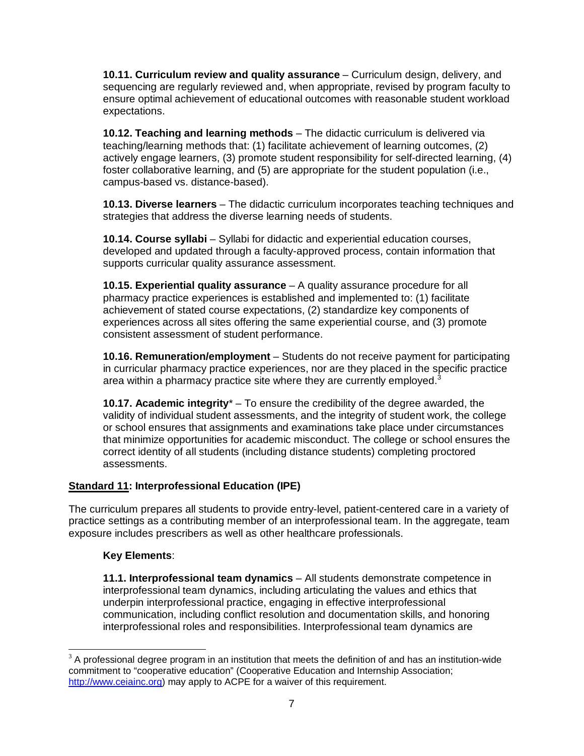**10.11. Curriculum review and quality assurance** – Curriculum design, delivery, and sequencing are regularly reviewed and, when appropriate, revised by program faculty to ensure optimal achievement of educational outcomes with reasonable student workload expectations.

**10.12. Teaching and learning methods** – The didactic curriculum is delivered via teaching/learning methods that: (1) facilitate achievement of learning outcomes, (2) actively engage learners, (3) promote student responsibility for self-directed learning, (4) foster collaborative learning, and (5) are appropriate for the student population (i.e., campus-based vs. distance-based).

**10.13. Diverse learners** – The didactic curriculum incorporates teaching techniques and strategies that address the diverse learning needs of students.

**10.14. Course syllabi** – Syllabi for didactic and experiential education courses, developed and updated through a faculty-approved process, contain information that supports curricular quality assurance assessment.

**10.15. Experiential quality assurance** – A quality assurance procedure for all pharmacy practice experiences is established and implemented to: (1) facilitate achievement of stated course expectations, (2) standardize key components of experiences across all sites offering the same experiential course, and (3) promote consistent assessment of student performance.

**10.16. Remuneration/employment** – Students do not receive payment for participating in curricular pharmacy practice experiences, nor are they placed in the specific practice area within a pharmacy practice site where they are currently employed.[3]

**10.17. Academic integrity*** – To ensure the credibility of the degree awarded, the validity of individual student assessments, and the integrity of student work, the college or school ensures that assignments and examinations take place under circumstances that minimize opportunities for academic misconduct. The college or school ensures the correct identity of all students (including distance students) completing proctored assessments.

## Standard 11: Interprofessional Education (IPE)

The curriculum prepares all students to provide entry-level, patient-centered care in a variety of practice settings as a contributing member of an interprofessional team. In the aggregate, team exposure includes prescribers as well as other healthcare professionals.

**Key Elements**:

**11.1. Interprofessional team dynamics** – All students demonstrate competence in interprofessional team dynamics, including articulating the values and ethics that underpin interprofessional practice, engaging in effective interprofessional communication, including conflict resolution and documentation skills, and honoring interprofessional roles and responsibilities. Interprofessional team dynamics are

[3] A professional degree program in an institution that meets the definition of and has an institution-wide commitment to "cooperative education" (Cooperative Education and Internship Association; http://www.ceiainc.org) may apply to ACPE for a waiver of this requirement.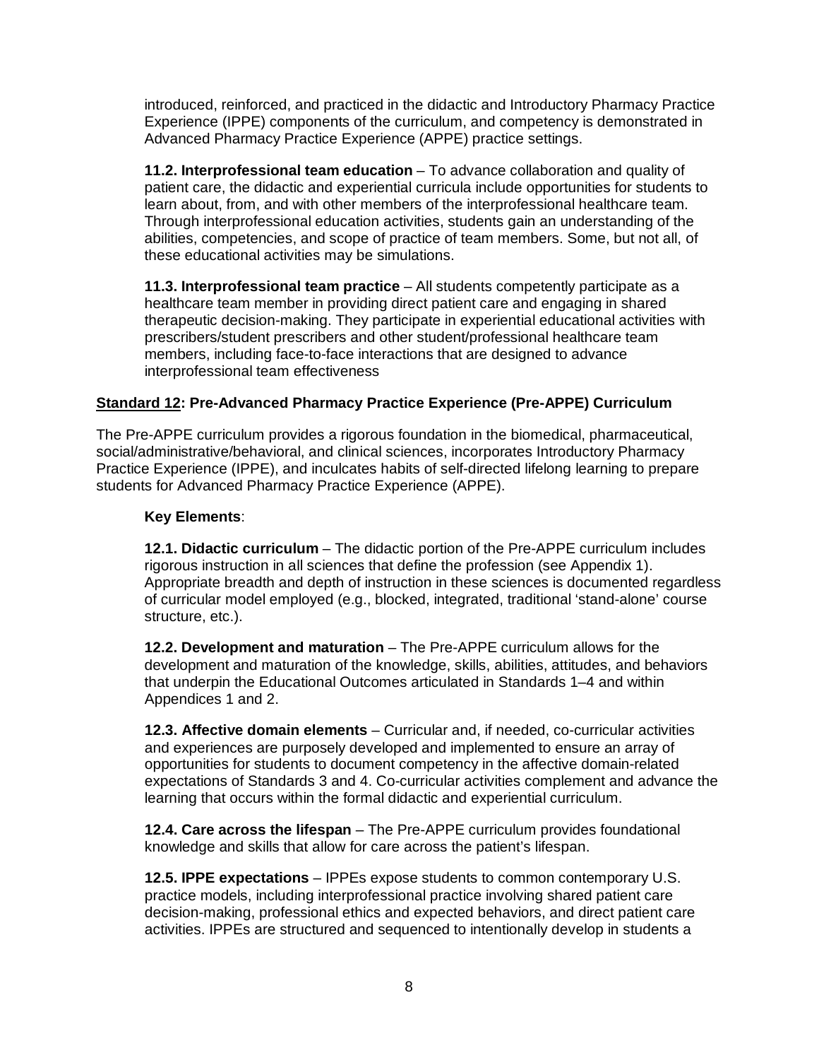introduced, reinforced, and practiced in the didactic and Introductory Pharmacy Practice Experience (IPPE) components of the curriculum, and competency is demonstrated in Advanced Pharmacy Practice Experience (APPE) practice settings.

**11.2. Interprofessional team education** – To advance collaboration and quality of patient care, the didactic and experiential curricula include opportunities for students to learn about, from, and with other members of the interprofessional healthcare team. Through interprofessional education activities, students gain an understanding of the abilities, competencies, and scope of practice of team members. Some, but not all, of these educational activities may be simulations.

**11.3. Interprofessional team practice** – All students competently participate as a healthcare team member in providing direct patient care and engaging in shared therapeutic decision-making. They participate in experiential educational activities with prescribers/student prescribers and other student/professional healthcare team members, including face-to-face interactions that are designed to advance interprofessional team effectiveness

## <u>Standard 12</u>: Pre-Advanced Pharmacy Practice Experience (Pre-APPE) Curriculum

The Pre-APPE curriculum provides a rigorous foundation in the biomedical, pharmaceutical, social/administrative/behavioral, and clinical sciences, incorporates Introductory Pharmacy Practice Experience (IPPE), and inculcates habits of self-directed lifelong learning to prepare students for Advanced Pharmacy Practice Experience (APPE).

**Key Elements**:

**12.1. Didactic curriculum** – The didactic portion of the Pre-APPE curriculum includes rigorous instruction in all sciences that define the profession (see Appendix 1). Appropriate breadth and depth of instruction in these sciences is documented regardless of curricular model employed (e.g., blocked, integrated, traditional 'stand-alone' course structure, etc.).

**12.2. Development and maturation** – The Pre-APPE curriculum allows for the development and maturation of the knowledge, skills, abilities, attitudes, and behaviors that underpin the Educational Outcomes articulated in Standards 1–4 and within Appendices 1 and 2.

**12.3. Affective domain elements** – Curricular and, if needed, co-curricular activities and experiences are purposely developed and implemented to ensure an array of opportunities for students to document competency in the affective domain-related expectations of Standards 3 and 4. Co-curricular activities complement and advance the learning that occurs within the formal didactic and experiential curriculum.

**12.4. Care across the lifespan** – The Pre-APPE curriculum provides foundational knowledge and skills that allow for care across the patient's lifespan.

**12.5. IPPE expectations** – IPPEs expose students to common contemporary U.S. practice models, including interprofessional practice involving shared patient care decision-making, professional ethics and expected behaviors, and direct patient care activities. IPPEs are structured and sequenced to intentionally develop in students a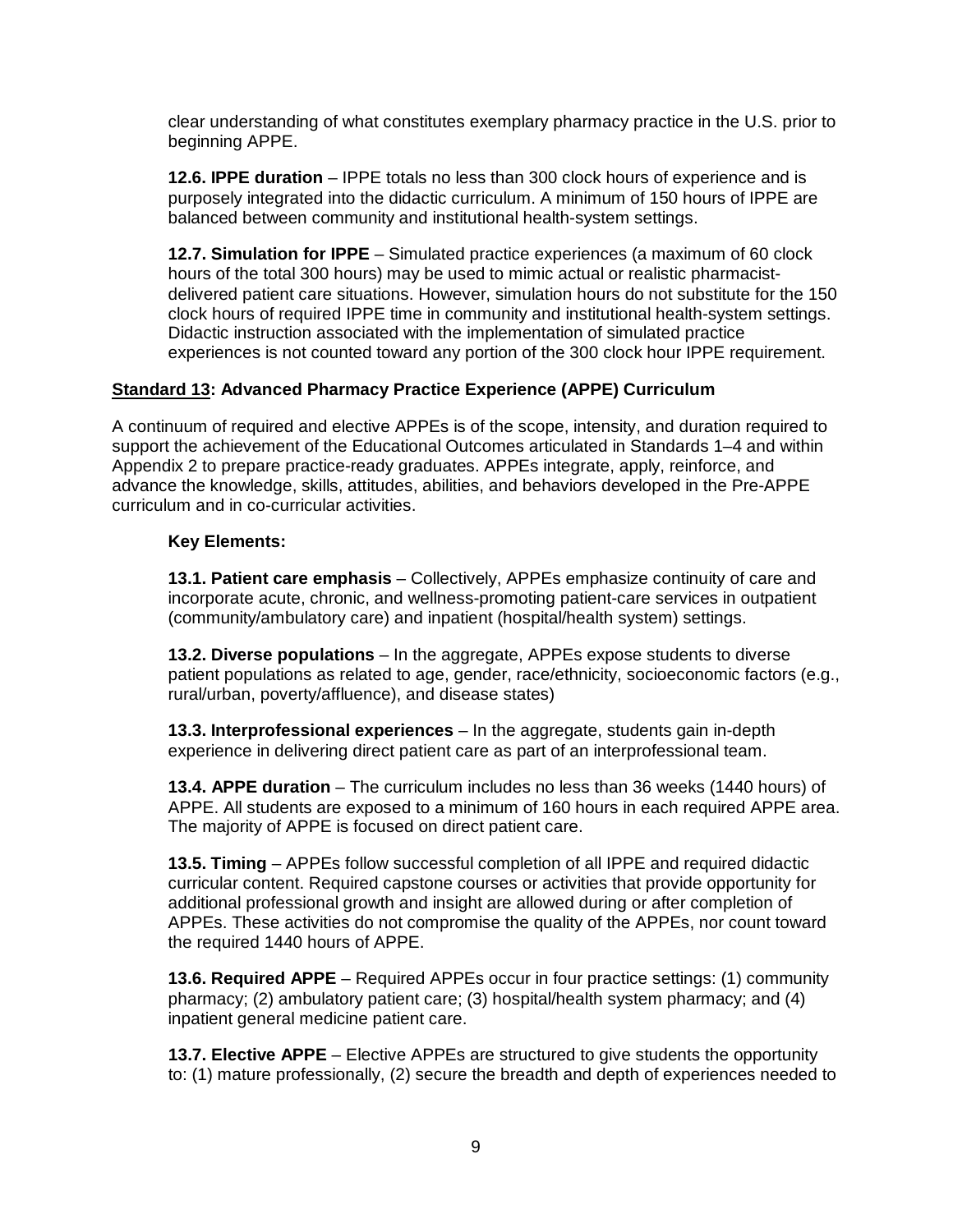clear understanding of what constitutes exemplary pharmacy practice in the U.S. prior to beginning APPE.

**12.6. IPPE duration** – IPPE totals no less than 300 clock hours of experience and is purposely integrated into the didactic curriculum. A minimum of 150 hours of IPPE are balanced between community and institutional health-system settings.

**12.7. Simulation for IPPE** – Simulated practice experiences (a maximum of 60 clock hours of the total 300 hours) may be used to mimic actual or realistic pharmacist-delivered patient care situations. However, simulation hours do not substitute for the 150 clock hours of required IPPE time in community and institutional health-system settings. Didactic instruction associated with the implementation of simulated practice experiences is not counted toward any portion of the 300 clock hour IPPE requirement.

## <u>Standard 13</u>: Advanced Pharmacy Practice Experience (APPE) Curriculum

A continuum of required and elective APPEs is of the scope, intensity, and duration required to support the achievement of the Educational Outcomes articulated in Standards 1–4 and within Appendix 2 to prepare practice-ready graduates. APPEs integrate, apply, reinforce, and advance the knowledge, skills, attitudes, abilities, and behaviors developed in the Pre-APPE curriculum and in co-curricular activities.

**Key Elements:**

**13.1. Patient care emphasis** – Collectively, APPEs emphasize continuity of care and incorporate acute, chronic, and wellness-promoting patient-care services in outpatient (community/ambulatory care) and inpatient (hospital/health system) settings.

**13.2. Diverse populations** – In the aggregate, APPEs expose students to diverse patient populations as related to age, gender, race/ethnicity, socioeconomic factors (e.g., rural/urban, poverty/affluence), and disease states)

**13.3. Interprofessional experiences** – In the aggregate, students gain in-depth experience in delivering direct patient care as part of an interprofessional team.

**13.4. APPE duration** – The curriculum includes no less than 36 weeks (1440 hours) of APPE. All students are exposed to a minimum of 160 hours in each required APPE area. The majority of APPE is focused on direct patient care.

**13.5. Timing** – APPEs follow successful completion of all IPPE and required didactic curricular content. Required capstone courses or activities that provide opportunity for additional professional growth and insight are allowed during or after completion of APPEs. These activities do not compromise the quality of the APPEs, nor count toward the required 1440 hours of APPE.

**13.6. Required APPE** – Required APPEs occur in four practice settings: (1) community pharmacy; (2) ambulatory patient care; (3) hospital/health system pharmacy; and (4) inpatient general medicine patient care.

**13.7. Elective APPE** – Elective APPEs are structured to give students the opportunity to: (1) mature professionally, (2) secure the breadth and depth of experiences needed to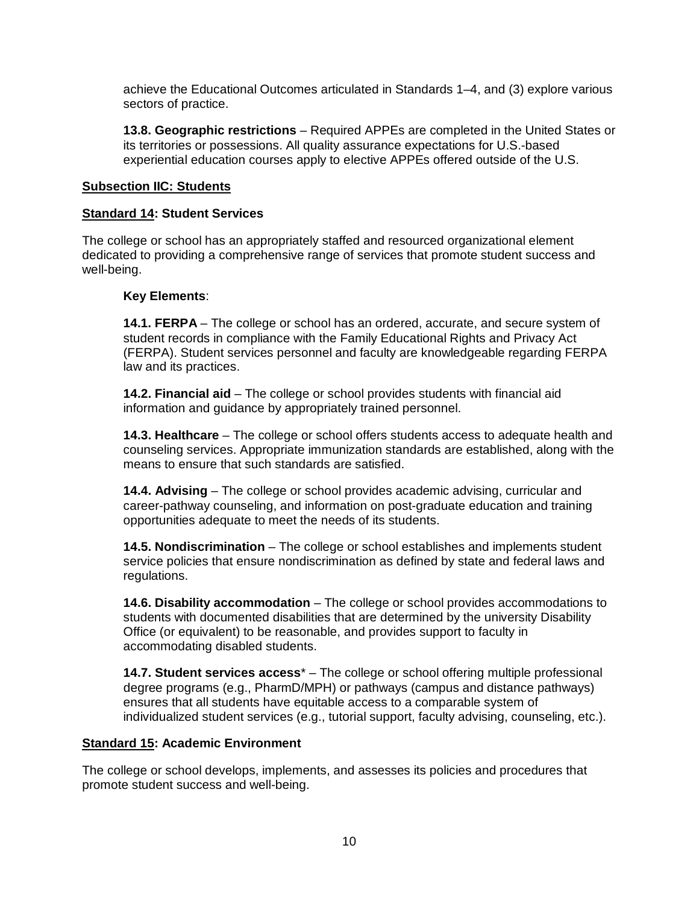achieve the Educational Outcomes articulated in Standards 1–4, and (3) explore various sectors of practice.

**13.8. Geographic restrictions** – Required APPEs are completed in the United States or its territories or possessions. All quality assurance expectations for U.S.-based experiential education courses apply to elective APPEs offered outside of the U.S.

**Subsection IIC: Students**

**Standard 14: Student Services**

The college or school has an appropriately staffed and resourced organizational element dedicated to providing a comprehensive range of services that promote student success and well-being.

**Key Elements**:

**14.1. FERPA** – The college or school has an ordered, accurate, and secure system of student records in compliance with the Family Educational Rights and Privacy Act (FERPA). Student services personnel and faculty are knowledgeable regarding FERPA law and its practices.

**14.2. Financial aid** – The college or school provides students with financial aid information and guidance by appropriately trained personnel.

**14.3. Healthcare** – The college or school offers students access to adequate health and counseling services. Appropriate immunization standards are established, along with the means to ensure that such standards are satisfied.

**14.4. Advising** – The college or school provides academic advising, curricular and career-pathway counseling, and information on post-graduate education and training opportunities adequate to meet the needs of its students.

**14.5. Nondiscrimination** – The college or school establishes and implements student service policies that ensure nondiscrimination as defined by state and federal laws and regulations.

**14.6. Disability accommodation** – The college or school provides accommodations to students with documented disabilities that are determined by the university Disability Office (or equivalent) to be reasonable, and provides support to faculty in accommodating disabled students.

**14.7. Student services access*** – The college or school offering multiple professional degree programs (e.g., PharmD/MPH) or pathways (campus and distance pathways) ensures that all students have equitable access to a comparable system of individualized student services (e.g., tutorial support, faculty advising, counseling, etc.).

**Standard 15: Academic Environment**

The college or school develops, implements, and assesses its policies and procedures that promote student success and well-being.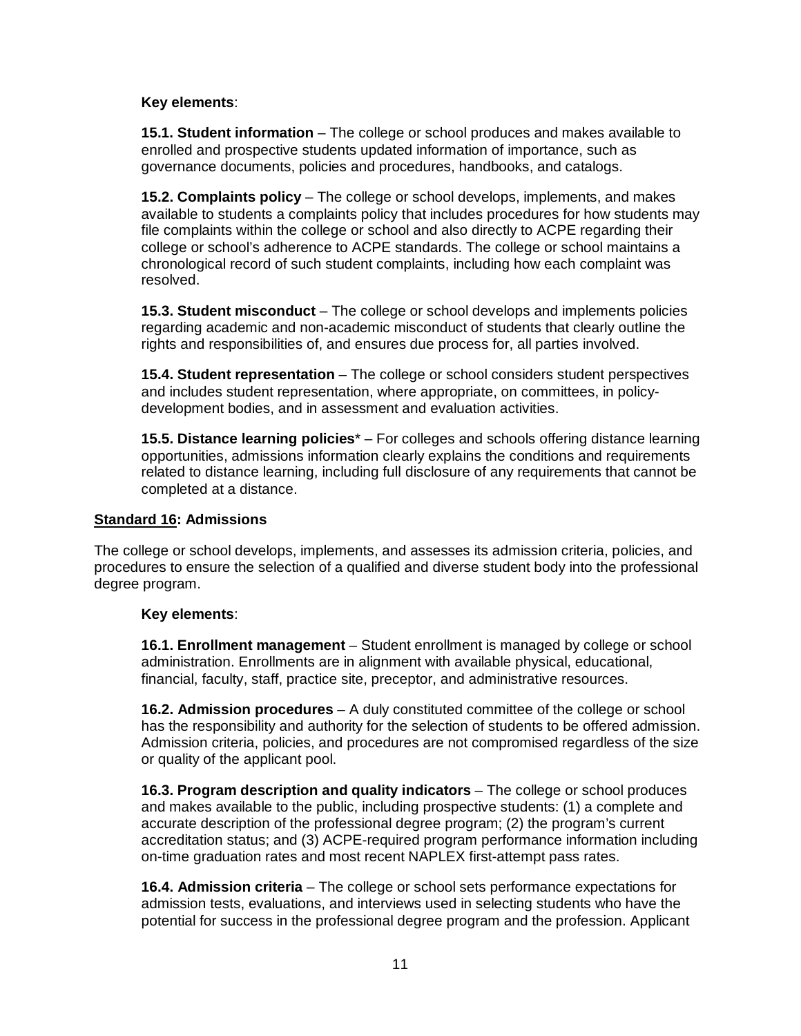**Key elements**:

**15.1. Student information** – The college or school produces and makes available to enrolled and prospective students updated information of importance, such as governance documents, policies and procedures, handbooks, and catalogs.

**15.2. Complaints policy** – The college or school develops, implements, and makes available to students a complaints policy that includes procedures for how students may file complaints within the college or school and also directly to ACPE regarding their college or school's adherence to ACPE standards. The college or school maintains a chronological record of such student complaints, including how each complaint was resolved.

**15.3. Student misconduct** – The college or school develops and implements policies regarding academic and non-academic misconduct of students that clearly outline the rights and responsibilities of, and ensures due process for, all parties involved.

**15.4. Student representation** – The college or school considers student perspectives and includes student representation, where appropriate, on committees, in policy-development bodies, and in assessment and evaluation activities.

**15.5. Distance learning policies*** – For colleges and schools offering distance learning opportunities, admissions information clearly explains the conditions and requirements related to distance learning, including full disclosure of any requirements that cannot be completed at a distance.

## Standard 16: Admissions

The college or school develops, implements, and assesses its admission criteria, policies, and procedures to ensure the selection of a qualified and diverse student body into the professional degree program.

**Key elements**:

**16.1. Enrollment management** – Student enrollment is managed by college or school administration. Enrollments are in alignment with available physical, educational, financial, faculty, staff, practice site, preceptor, and administrative resources.

**16.2. Admission procedures** – A duly constituted committee of the college or school has the responsibility and authority for the selection of students to be offered admission. Admission criteria, policies, and procedures are not compromised regardless of the size or quality of the applicant pool.

**16.3. Program description and quality indicators** – The college or school produces and makes available to the public, including prospective students: (1) a complete and accurate description of the professional degree program; (2) the program's current accreditation status; and (3) ACPE-required program performance information including on-time graduation rates and most recent NAPLEX first-attempt pass rates.

**16.4. Admission criteria** – The college or school sets performance expectations for admission tests, evaluations, and interviews used in selecting students who have the potential for success in the professional degree program and the profession. Applicant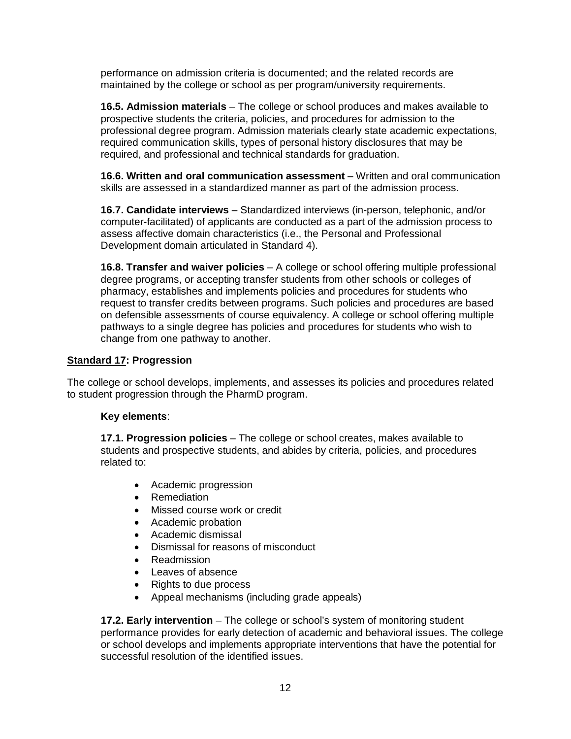performance on admission criteria is documented; and the related records are maintained by the college or school as per program/university requirements.

**16.5. Admission materials** – The college or school produces and makes available to prospective students the criteria, policies, and procedures for admission to the professional degree program. Admission materials clearly state academic expectations, required communication skills, types of personal history disclosures that may be required, and professional and technical standards for graduation.

**16.6. Written and oral communication assessment** – Written and oral communication skills are assessed in a standardized manner as part of the admission process.

**16.7. Candidate interviews** – Standardized interviews (in-person, telephonic, and/or computer-facilitated) of applicants are conducted as a part of the admission process to assess affective domain characteristics (i.e., the Personal and Professional Development domain articulated in Standard 4).

**16.8. Transfer and waiver policies** – A college or school offering multiple professional degree programs, or accepting transfer students from other schools or colleges of pharmacy, establishes and implements policies and procedures for students who request to transfer credits between programs. Such policies and procedures are based on defensible assessments of course equivalency. A college or school offering multiple pathways to a single degree has policies and procedures for students who wish to change from one pathway to another.

## Standard 17: Progression

The college or school develops, implements, and assesses its policies and procedures related to student progression through the PharmD program.

**Key elements**:

**17.1. Progression policies** – The college or school creates, makes available to students and prospective students, and abides by criteria, policies, and procedures related to:

- Academic progression
- Remediation
- Missed course work or credit
- Academic probation
- Academic dismissal
- Dismissal for reasons of misconduct
- Readmission
- Leaves of absence
- Rights to due process
- Appeal mechanisms (including grade appeals)

**17.2. Early intervention** – The college or school's system of monitoring student performance provides for early detection of academic and behavioral issues. The college or school develops and implements appropriate interventions that have the potential for successful resolution of the identified issues.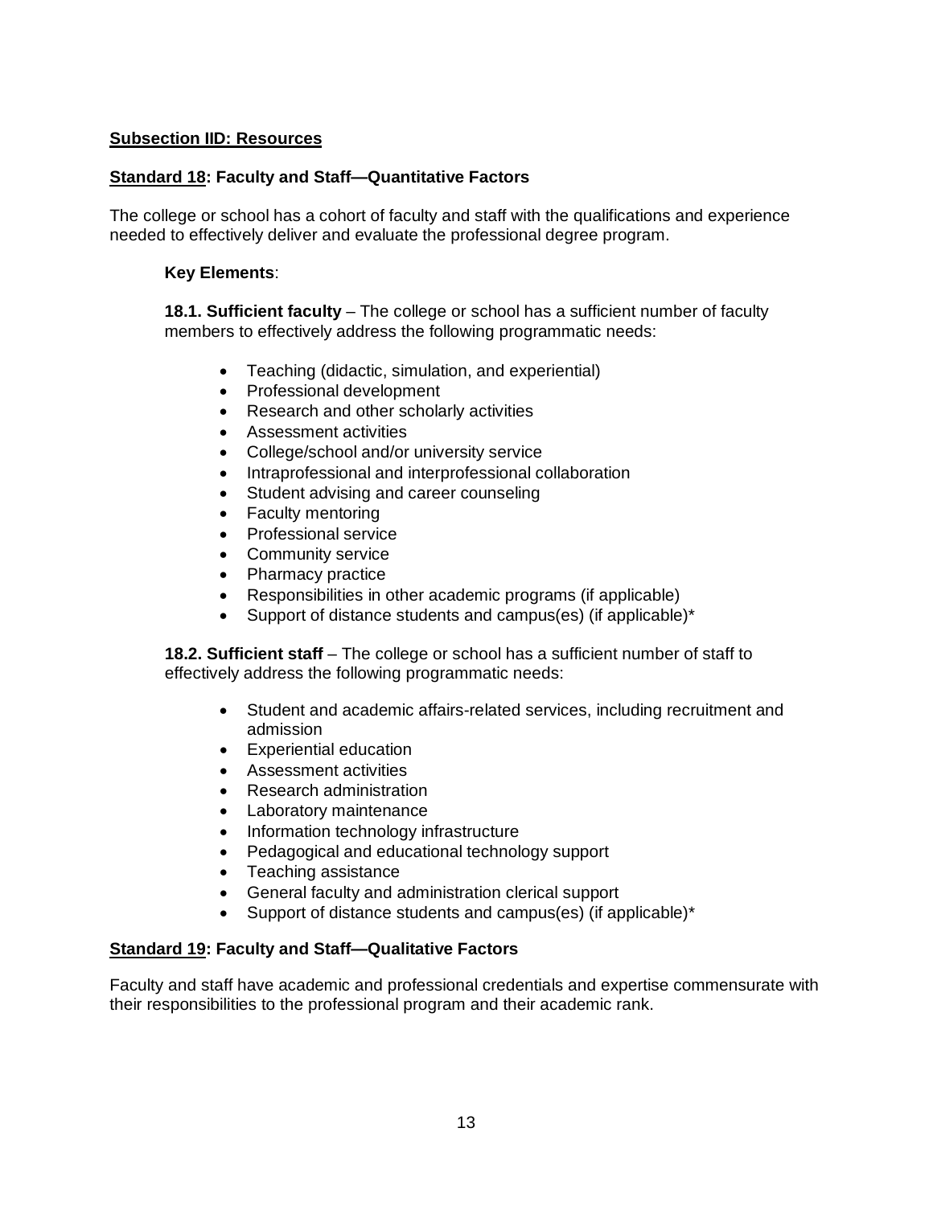## Subsection IID: Resources

### Standard 18: Faculty and Staff—Quantitative Factors

The college or school has a cohort of faculty and staff with the qualifications and experience needed to effectively deliver and evaluate the professional degree program.

**Key Elements**:

**18.1. Sufficient faculty** – The college or school has a sufficient number of faculty members to effectively address the following programmatic needs:

- Teaching (didactic, simulation, and experiential)
- Professional development
- Research and other scholarly activities
- Assessment activities
- College/school and/or university service
- Intraprofessional and interprofessional collaboration
- Student advising and career counseling
- Faculty mentoring
- Professional service
- Community service
- Pharmacy practice
- Responsibilities in other academic programs (if applicable)
- Support of distance students and campus(es) (if applicable)*

**18.2. Sufficient staff** – The college or school has a sufficient number of staff to effectively address the following programmatic needs:

- Student and academic affairs-related services, including recruitment and admission
- Experiential education
- Assessment activities
- Research administration
- Laboratory maintenance
- Information technology infrastructure
- Pedagogical and educational technology support
- Teaching assistance
- General faculty and administration clerical support
- Support of distance students and campus(es) (if applicable)*

### Standard 19: Faculty and Staff—Qualitative Factors

Faculty and staff have academic and professional credentials and expertise commensurate with their responsibilities to the professional program and their academic rank.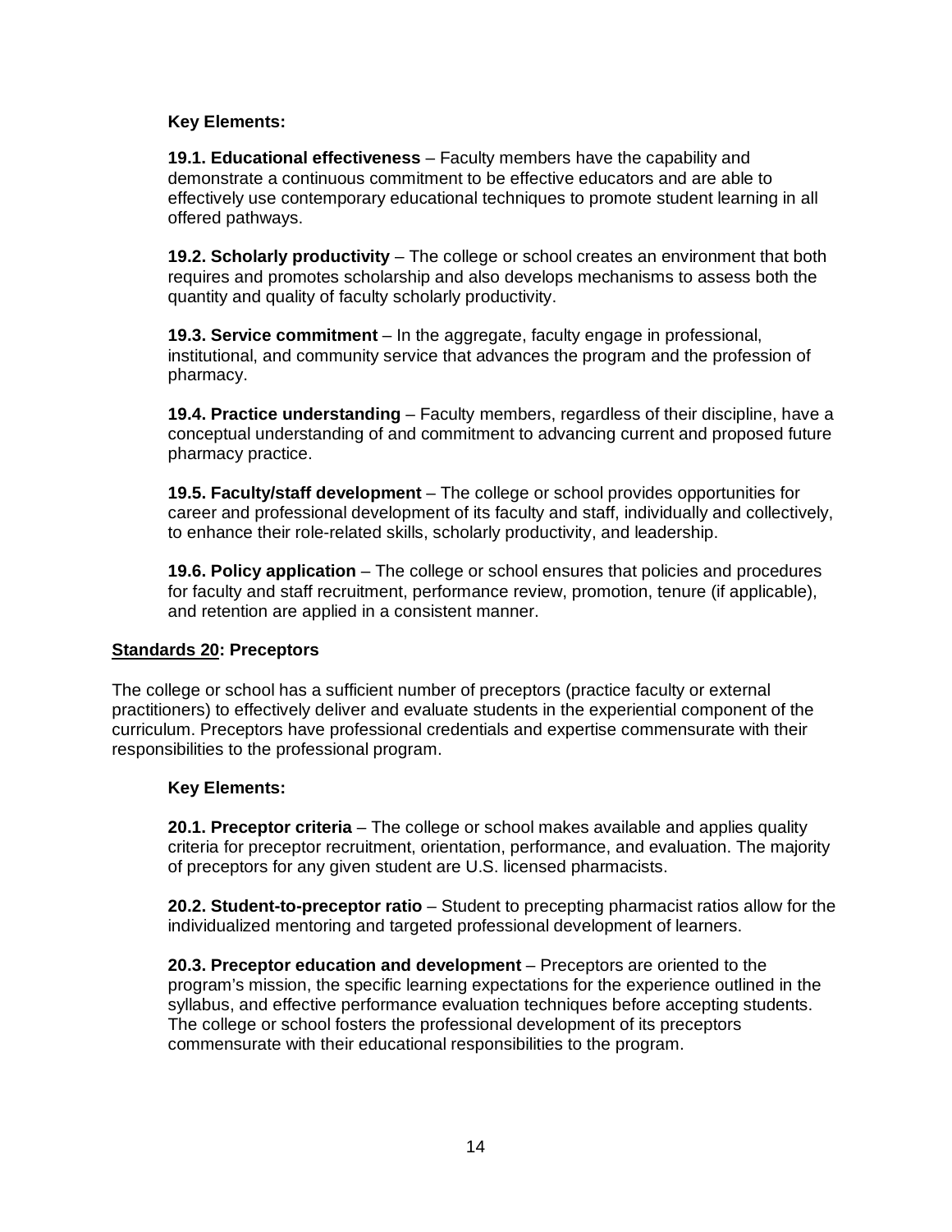**Key Elements:**

**19.1. Educational effectiveness** – Faculty members have the capability and demonstrate a continuous commitment to be effective educators and are able to effectively use contemporary educational techniques to promote student learning in all offered pathways.

**19.2. Scholarly productivity** – The college or school creates an environment that both requires and promotes scholarship and also develops mechanisms to assess both the quantity and quality of faculty scholarly productivity.

**19.3. Service commitment** – In the aggregate, faculty engage in professional, institutional, and community service that advances the program and the profession of pharmacy.

**19.4. Practice understanding** – Faculty members, regardless of their discipline, have a conceptual understanding of and commitment to advancing current and proposed future pharmacy practice.

**19.5. Faculty/staff development** – The college or school provides opportunities for career and professional development of its faculty and staff, individually and collectively, to enhance their role-related skills, scholarly productivity, and leadership.

**19.6. Policy application** – The college or school ensures that policies and procedures for faculty and staff recruitment, performance review, promotion, tenure (if applicable), and retention are applied in a consistent manner.

## Standards 20: Preceptors

The college or school has a sufficient number of preceptors (practice faculty or external practitioners) to effectively deliver and evaluate students in the experiential component of the curriculum. Preceptors have professional credentials and expertise commensurate with their responsibilities to the professional program.

**Key Elements:**

**20.1. Preceptor criteria** – The college or school makes available and applies quality criteria for preceptor recruitment, orientation, performance, and evaluation. The majority of preceptors for any given student are U.S. licensed pharmacists.

**20.2. Student-to-preceptor ratio** – Student to precepting pharmacist ratios allow for the individualized mentoring and targeted professional development of learners.

**20.3. Preceptor education and development** – Preceptors are oriented to the program's mission, the specific learning expectations for the experience outlined in the syllabus, and effective performance evaluation techniques before accepting students. The college or school fosters the professional development of its preceptors commensurate with their educational responsibilities to the program.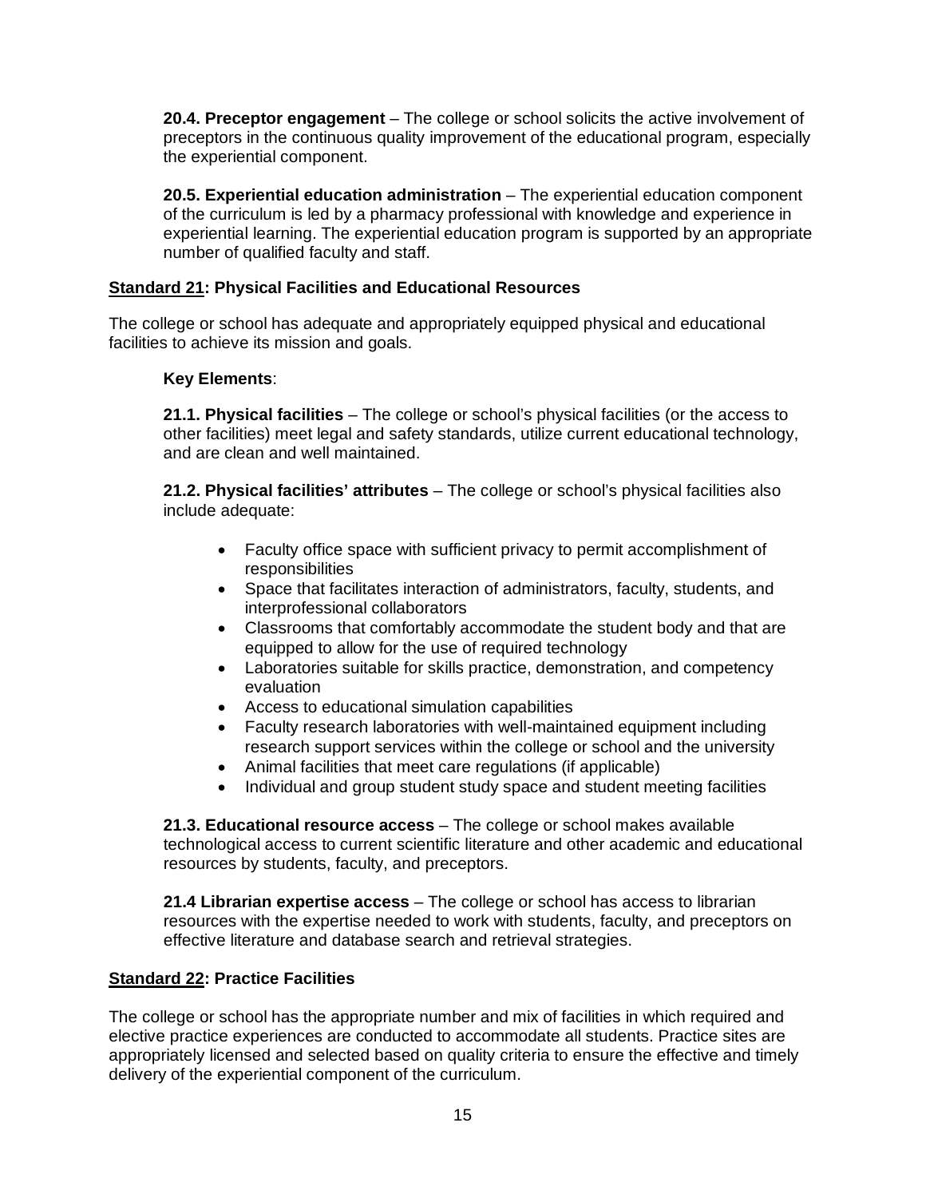**20.4. Preceptor engagement** – The college or school solicits the active involvement of preceptors in the continuous quality improvement of the educational program, especially the experiential component.

**20.5. Experiential education administration** – The experiential education component of the curriculum is led by a pharmacy professional with knowledge and experience in experiential learning. The experiential education program is supported by an appropriate number of qualified faculty and staff.

## Standard 21: Physical Facilities and Educational Resources

The college or school has adequate and appropriately equipped physical and educational facilities to achieve its mission and goals.

**Key Elements**:

**21.1. Physical facilities** – The college or school's physical facilities (or the access to other facilities) meet legal and safety standards, utilize current educational technology, and are clean and well maintained.

**21.2. Physical facilities' attributes** – The college or school's physical facilities also include adequate:

- Faculty office space with sufficient privacy to permit accomplishment of responsibilities
- Space that facilitates interaction of administrators, faculty, students, and interprofessional collaborators
- Classrooms that comfortably accommodate the student body and that are equipped to allow for the use of required technology
- Laboratories suitable for skills practice, demonstration, and competency evaluation
- Access to educational simulation capabilities
- Faculty research laboratories with well-maintained equipment including research support services within the college or school and the university
- Animal facilities that meet care regulations (if applicable)
- Individual and group student study space and student meeting facilities

**21.3. Educational resource access** – The college or school makes available technological access to current scientific literature and other academic and educational resources by students, faculty, and preceptors.

**21.4 Librarian expertise access** – The college or school has access to librarian resources with the expertise needed to work with students, faculty, and preceptors on effective literature and database search and retrieval strategies.

## Standard 22: Practice Facilities

The college or school has the appropriate number and mix of facilities in which required and elective practice experiences are conducted to accommodate all students. Practice sites are appropriately licensed and selected based on quality criteria to ensure the effective and timely delivery of the experiential component of the curriculum.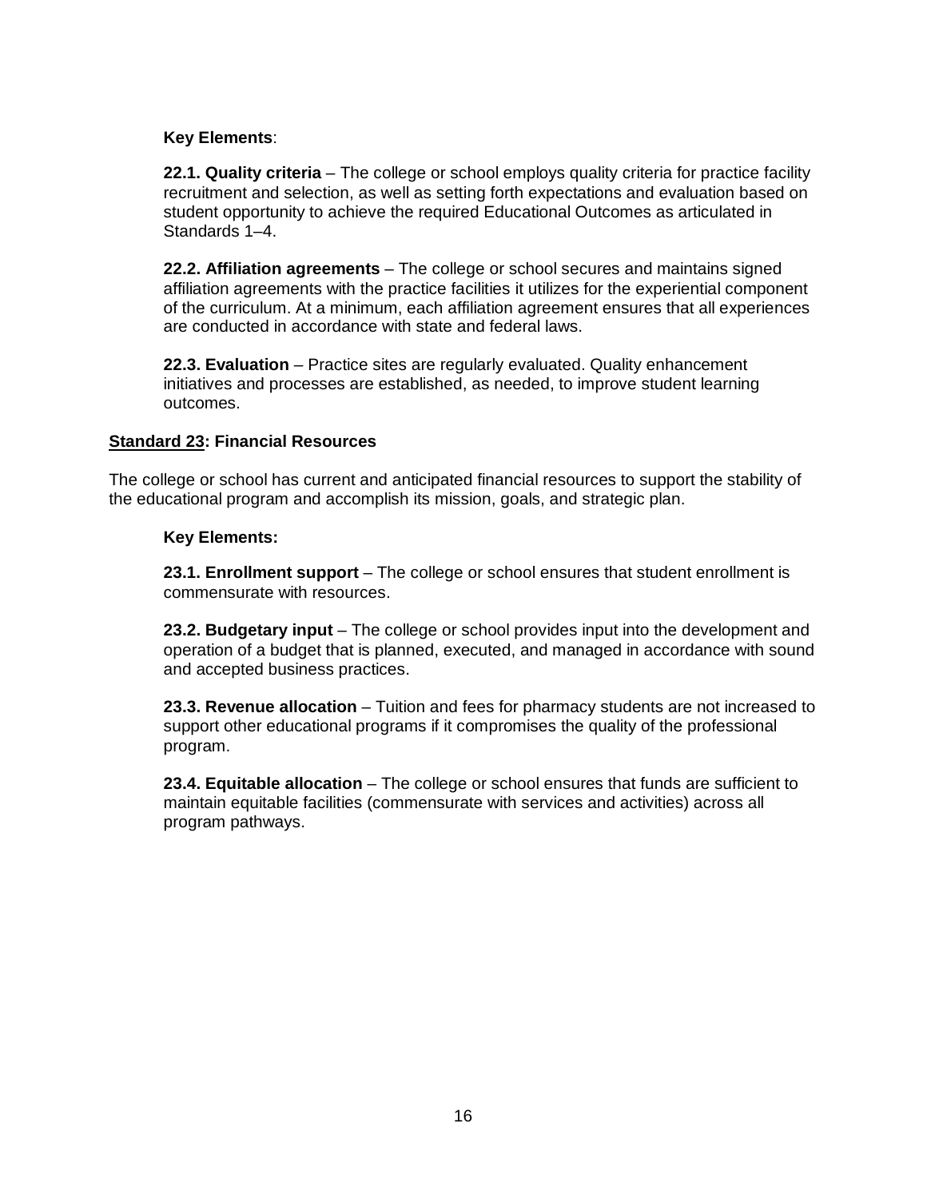**Key Elements**:

**22.1. Quality criteria** – The college or school employs quality criteria for practice facility recruitment and selection, as well as setting forth expectations and evaluation based on student opportunity to achieve the required Educational Outcomes as articulated in Standards 1–4.

**22.2. Affiliation agreements** – The college or school secures and maintains signed affiliation agreements with the practice facilities it utilizes for the experiential component of the curriculum. At a minimum, each affiliation agreement ensures that all experiences are conducted in accordance with state and federal laws.

**22.3. Evaluation** – Practice sites are regularly evaluated. Quality enhancement initiatives and processes are established, as needed, to improve student learning outcomes.

## Standard 23: Financial Resources

The college or school has current and anticipated financial resources to support the stability of the educational program and accomplish its mission, goals, and strategic plan.

**Key Elements:**

**23.1. Enrollment support** – The college or school ensures that student enrollment is commensurate with resources.

**23.2. Budgetary input** – The college or school provides input into the development and operation of a budget that is planned, executed, and managed in accordance with sound and accepted business practices.

**23.3. Revenue allocation** – Tuition and fees for pharmacy students are not increased to support other educational programs if it compromises the quality of the professional program.

**23.4. Equitable allocation** – The college or school ensures that funds are sufficient to maintain equitable facilities (commensurate with services and activities) across all program pathways.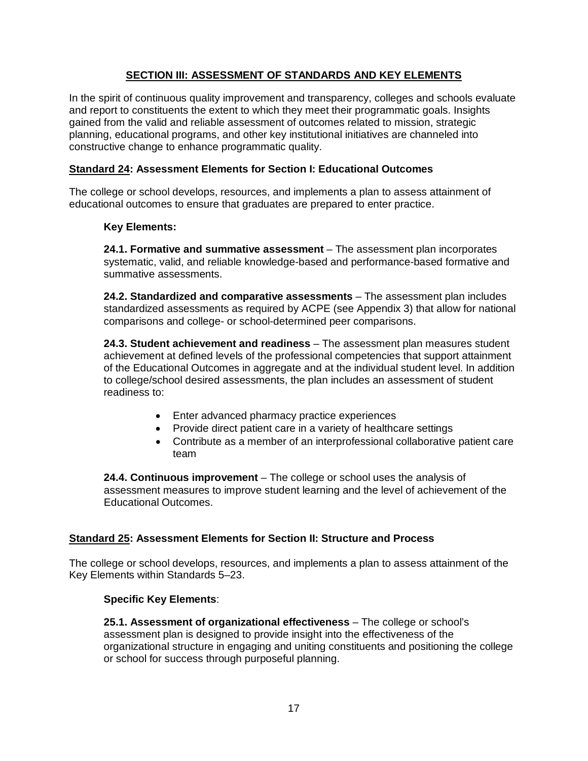## SECTION III: ASSESSMENT OF STANDARDS AND KEY ELEMENTS

In the spirit of continuous quality improvement and transparency, colleges and schools evaluate and report to constituents the extent to which they meet their programmatic goals. Insights gained from the valid and reliable assessment of outcomes related to mission, strategic planning, educational programs, and other key institutional initiatives are channeled into constructive change to enhance programmatic quality.

### Standard 24: Assessment Elements for Section I: Educational Outcomes

The college or school develops, resources, and implements a plan to assess attainment of educational outcomes to ensure that graduates are prepared to enter practice.

**Key Elements:**

**24.1. Formative and summative assessment** – The assessment plan incorporates systematic, valid, and reliable knowledge-based and performance-based formative and summative assessments.

**24.2. Standardized and comparative assessments** – The assessment plan includes standardized assessments as required by ACPE (see Appendix 3) that allow for national comparisons and college- or school-determined peer comparisons.

**24.3. Student achievement and readiness** – The assessment plan measures student achievement at defined levels of the professional competencies that support attainment of the Educational Outcomes in aggregate and at the individual student level. In addition to college/school desired assessments, the plan includes an assessment of student readiness to:

- Enter advanced pharmacy practice experiences
- Provide direct patient care in a variety of healthcare settings
- Contribute as a member of an interprofessional collaborative patient care team

**24.4. Continuous improvement** – The college or school uses the analysis of assessment measures to improve student learning and the level of achievement of the Educational Outcomes.

### Standard 25: Assessment Elements for Section II: Structure and Process

The college or school develops, resources, and implements a plan to assess attainment of the Key Elements within Standards 5–23.

**Specific Key Elements**:

**25.1. Assessment of organizational effectiveness** – The college or school's assessment plan is designed to provide insight into the effectiveness of the organizational structure in engaging and uniting constituents and positioning the college or school for success through purposeful planning.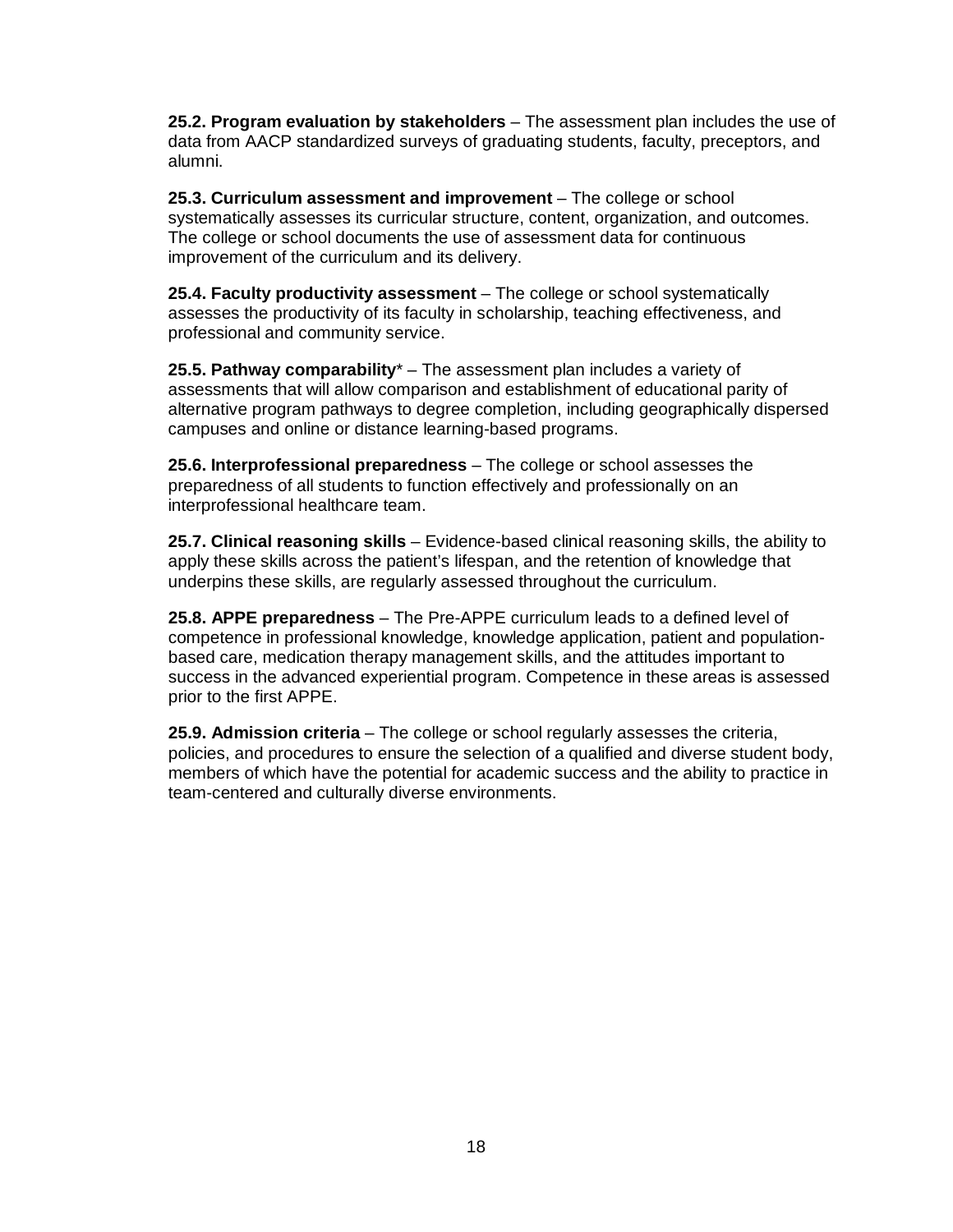**25.2. Program evaluation by stakeholders** – The assessment plan includes the use of data from AACP standardized surveys of graduating students, faculty, preceptors, and alumni.

**25.3. Curriculum assessment and improvement** – The college or school systematically assesses its curricular structure, content, organization, and outcomes. The college or school documents the use of assessment data for continuous improvement of the curriculum and its delivery.

**25.4. Faculty productivity assessment** – The college or school systematically assesses the productivity of its faculty in scholarship, teaching effectiveness, and professional and community service.

**25.5. Pathway comparability*** – The assessment plan includes a variety of assessments that will allow comparison and establishment of educational parity of alternative program pathways to degree completion, including geographically dispersed campuses and online or distance learning-based programs.

**25.6. Interprofessional preparedness** – The college or school assesses the preparedness of all students to function effectively and professionally on an interprofessional healthcare team.

**25.7. Clinical reasoning skills** – Evidence-based clinical reasoning skills, the ability to apply these skills across the patient's lifespan, and the retention of knowledge that underpins these skills, are regularly assessed throughout the curriculum.

**25.8. APPE preparedness** – The Pre-APPE curriculum leads to a defined level of competence in professional knowledge, knowledge application, patient and population-based care, medication therapy management skills, and the attitudes important to success in the advanced experiential program. Competence in these areas is assessed prior to the first APPE.

**25.9. Admission criteria** – The college or school regularly assesses the criteria, policies, and procedures to ensure the selection of a qualified and diverse student body, members of which have the potential for academic success and the ability to practice in team-centered and culturally diverse environments.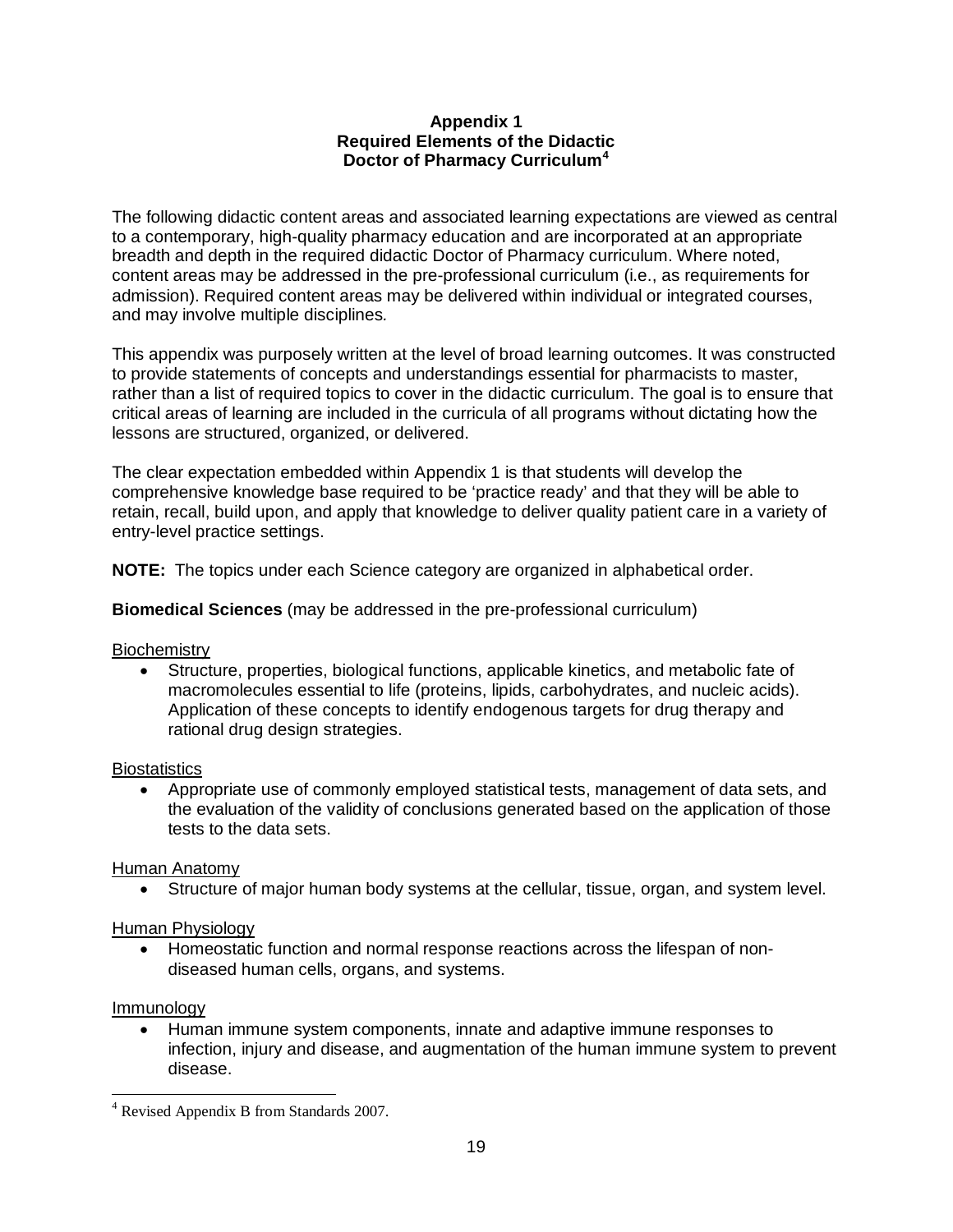# Appendix 1
## Required Elements of the Didactic Doctor of Pharmacy Curriculum[4]

The following didactic content areas and associated learning expectations are viewed as central to a contemporary, high-quality pharmacy education and are incorporated at an appropriate breadth and depth in the required didactic Doctor of Pharmacy curriculum. Where noted, content areas may be addressed in the pre-professional curriculum (i.e., as requirements for admission). Required content areas may be delivered within individual or integrated courses, and may involve multiple disciplines.

This appendix was purposely written at the level of broad learning outcomes. It was constructed to provide statements of concepts and understandings essential for pharmacists to master, rather than a list of required topics to cover in the didactic curriculum. The goal is to ensure that critical areas of learning are included in the curricula of all programs without dictating how the lessons are structured, organized, or delivered.

The clear expectation embedded within Appendix 1 is that students will develop the comprehensive knowledge base required to be 'practice ready' and that they will be able to retain, recall, build upon, and apply that knowledge to deliver quality patient care in a variety of entry-level practice settings.

**NOTE:** The topics under each Science category are organized in alphabetical order.

**Biomedical Sciences** (may be addressed in the pre-professional curriculum)

Biochemistry

- Structure, properties, biological functions, applicable kinetics, and metabolic fate of macromolecules essential to life (proteins, lipids, carbohydrates, and nucleic acids). Application of these concepts to identify endogenous targets for drug therapy and rational drug design strategies.

Biostatistics

- Appropriate use of commonly employed statistical tests, management of data sets, and the evaluation of the validity of conclusions generated based on the application of those tests to the data sets.

Human Anatomy

- Structure of major human body systems at the cellular, tissue, organ, and system level.

Human Physiology

- Homeostatic function and normal response reactions across the lifespan of non-diseased human cells, organs, and systems.

Immunology

- Human immune system components, innate and adaptive immune responses to infection, injury and disease, and augmentation of the human immune system to prevent disease.

---

[4] Revised Appendix B from Standards 2007.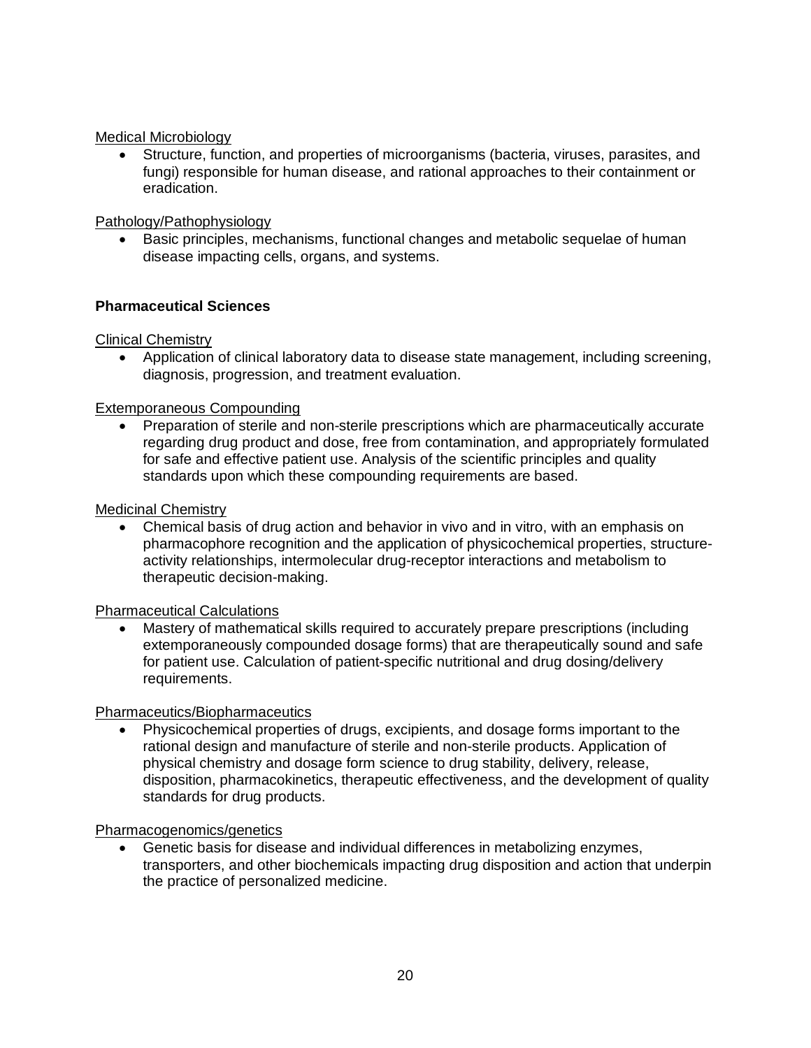Medical Microbiology

- Structure, function, and properties of microorganisms (bacteria, viruses, parasites, and fungi) responsible for human disease, and rational approaches to their containment or eradication.

Pathology/Pathophysiology

- Basic principles, mechanisms, functional changes and metabolic sequelae of human disease impacting cells, organs, and systems.

**Pharmaceutical Sciences**

Clinical Chemistry

- Application of clinical laboratory data to disease state management, including screening, diagnosis, progression, and treatment evaluation.

Extemporaneous Compounding

- Preparation of sterile and non-sterile prescriptions which are pharmaceutically accurate regarding drug product and dose, free from contamination, and appropriately formulated for safe and effective patient use. Analysis of the scientific principles and quality standards upon which these compounding requirements are based.

Medicinal Chemistry

- Chemical basis of drug action and behavior in vivo and in vitro, with an emphasis on pharmacophore recognition and the application of physicochemical properties, structure-activity relationships, intermolecular drug-receptor interactions and metabolism to therapeutic decision-making.

Pharmaceutical Calculations

- Mastery of mathematical skills required to accurately prepare prescriptions (including extemporaneously compounded dosage forms) that are therapeutically sound and safe for patient use. Calculation of patient-specific nutritional and drug dosing/delivery requirements.

Pharmaceutics/Biopharmaceutics

- Physicochemical properties of drugs, excipients, and dosage forms important to the rational design and manufacture of sterile and non-sterile products. Application of physical chemistry and dosage form science to drug stability, delivery, release, disposition, pharmacokinetics, therapeutic effectiveness, and the development of quality standards for drug products.

Pharmacogenomics/genetics

- Genetic basis for disease and individual differences in metabolizing enzymes, transporters, and other biochemicals impacting drug disposition and action that underpin the practice of personalized medicine.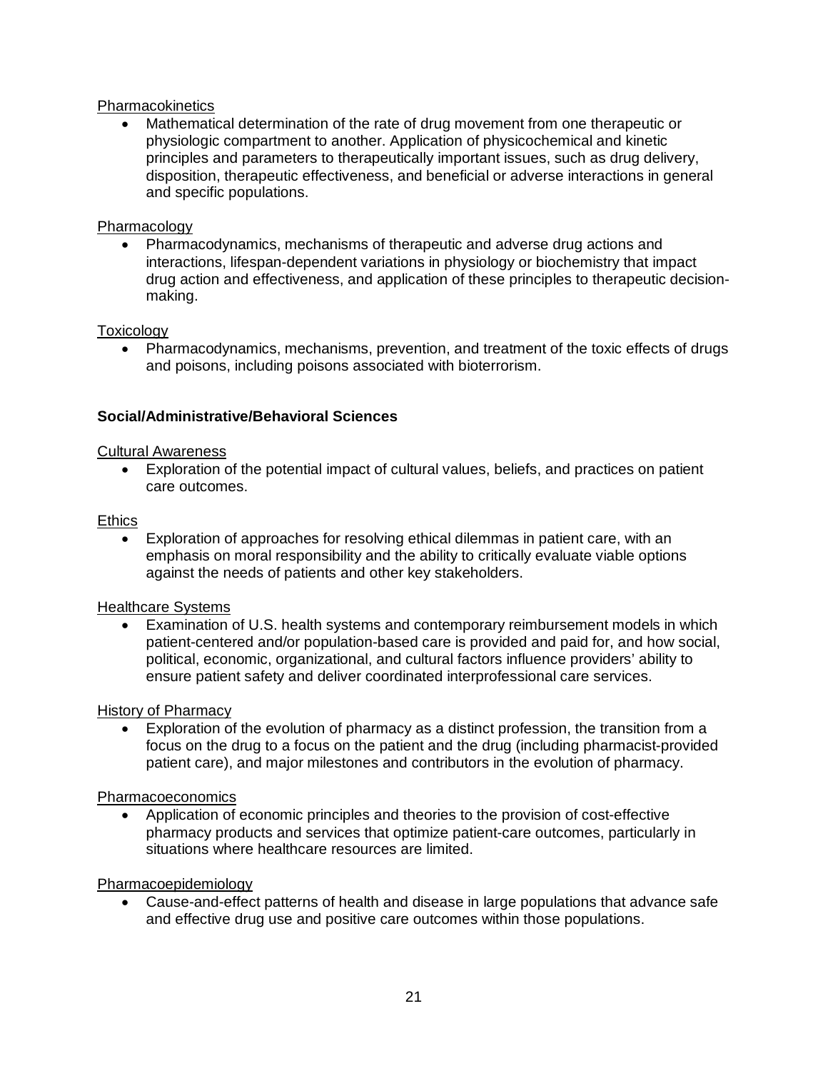Pharmacokinetics

- Mathematical determination of the rate of drug movement from one therapeutic or physiologic compartment to another. Application of physicochemical and kinetic principles and parameters to therapeutically important issues, such as drug delivery, disposition, therapeutic effectiveness, and beneficial or adverse interactions in general and specific populations.

Pharmacology

- Pharmacodynamics, mechanisms of therapeutic and adverse drug actions and interactions, lifespan-dependent variations in physiology or biochemistry that impact drug action and effectiveness, and application of these principles to therapeutic decision-making.

Toxicology

- Pharmacodynamics, mechanisms, prevention, and treatment of the toxic effects of drugs and poisons, including poisons associated with bioterrorism.

**Social/Administrative/Behavioral Sciences**

Cultural Awareness

- Exploration of the potential impact of cultural values, beliefs, and practices on patient care outcomes.

Ethics

- Exploration of approaches for resolving ethical dilemmas in patient care, with an emphasis on moral responsibility and the ability to critically evaluate viable options against the needs of patients and other key stakeholders.

Healthcare Systems

- Examination of U.S. health systems and contemporary reimbursement models in which patient-centered and/or population-based care is provided and paid for, and how social, political, economic, organizational, and cultural factors influence providers' ability to ensure patient safety and deliver coordinated interprofessional care services.

History of Pharmacy

- Exploration of the evolution of pharmacy as a distinct profession, the transition from a focus on the drug to a focus on the patient and the drug (including pharmacist-provided patient care), and major milestones and contributors in the evolution of pharmacy.

Pharmacoeconomics

- Application of economic principles and theories to the provision of cost-effective pharmacy products and services that optimize patient-care outcomes, particularly in situations where healthcare resources are limited.

Pharmacoepidemiology

- Cause-and-effect patterns of health and disease in large populations that advance safe and effective drug use and positive care outcomes within those populations.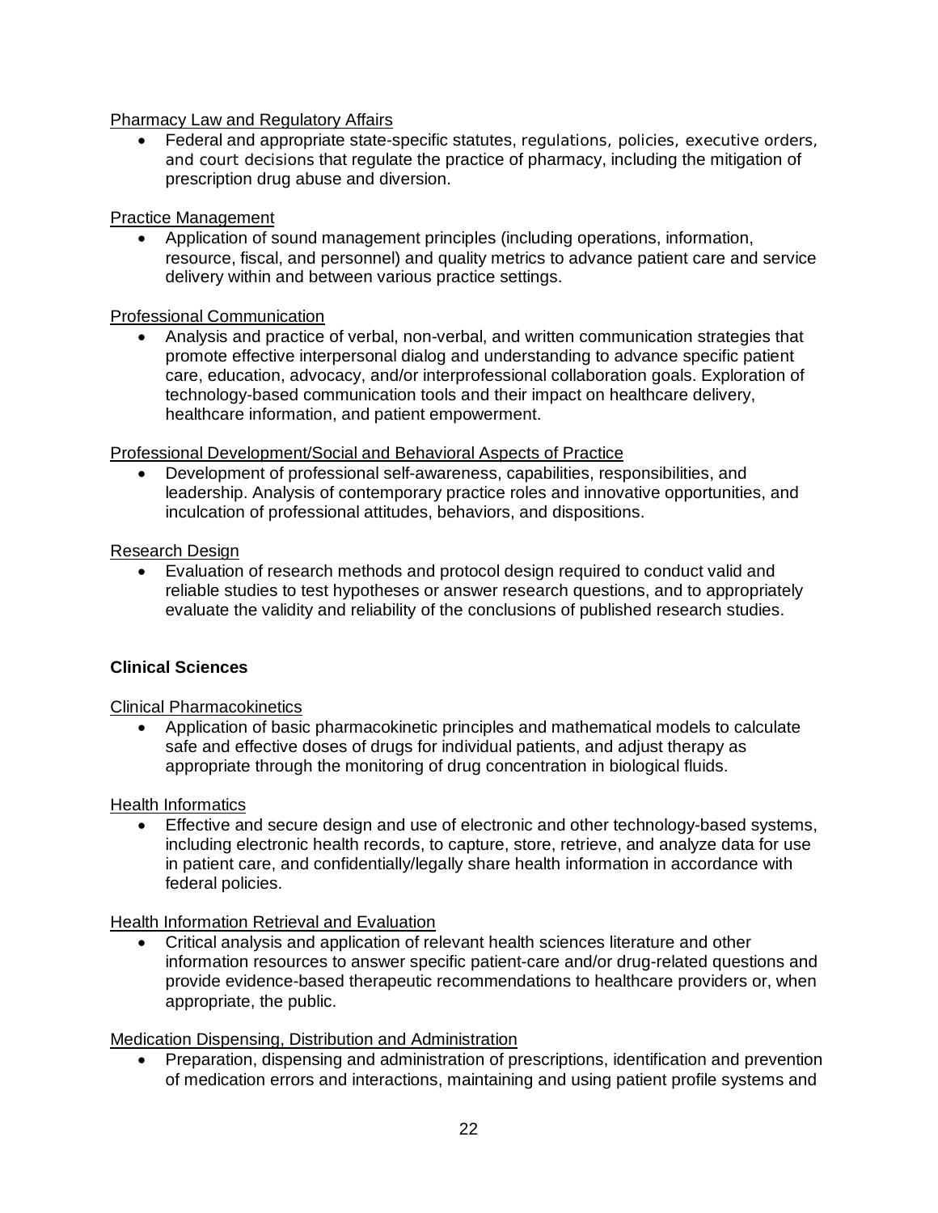Pharmacy Law and Regulatory Affairs

- Federal and appropriate state-specific statutes, regulations, policies, executive orders, and court decisions that regulate the practice of pharmacy, including the mitigation of prescription drug abuse and diversion.

Practice Management

- Application of sound management principles (including operations, information, resource, fiscal, and personnel) and quality metrics to advance patient care and service delivery within and between various practice settings.

Professional Communication

- Analysis and practice of verbal, non-verbal, and written communication strategies that promote effective interpersonal dialog and understanding to advance specific patient care, education, advocacy, and/or interprofessional collaboration goals. Exploration of technology-based communication tools and their impact on healthcare delivery, healthcare information, and patient empowerment.

Professional Development/Social and Behavioral Aspects of Practice

- Development of professional self-awareness, capabilities, responsibilities, and leadership. Analysis of contemporary practice roles and innovative opportunities, and inculcation of professional attitudes, behaviors, and dispositions.

Research Design

- Evaluation of research methods and protocol design required to conduct valid and reliable studies to test hypotheses or answer research questions, and to appropriately evaluate the validity and reliability of the conclusions of published research studies.

**Clinical Sciences**

Clinical Pharmacokinetics

- Application of basic pharmacokinetic principles and mathematical models to calculate safe and effective doses of drugs for individual patients, and adjust therapy as appropriate through the monitoring of drug concentration in biological fluids.

Health Informatics

- Effective and secure design and use of electronic and other technology-based systems, including electronic health records, to capture, store, retrieve, and analyze data for use in patient care, and confidentially/legally share health information in accordance with federal policies.

Health Information Retrieval and Evaluation

- Critical analysis and application of relevant health sciences literature and other information resources to answer specific patient-care and/or drug-related questions and provide evidence-based therapeutic recommendations to healthcare providers or, when appropriate, the public.

Medication Dispensing, Distribution and Administration

- Preparation, dispensing and administration of prescriptions, identification and prevention of medication errors and interactions, maintaining and using patient profile systems and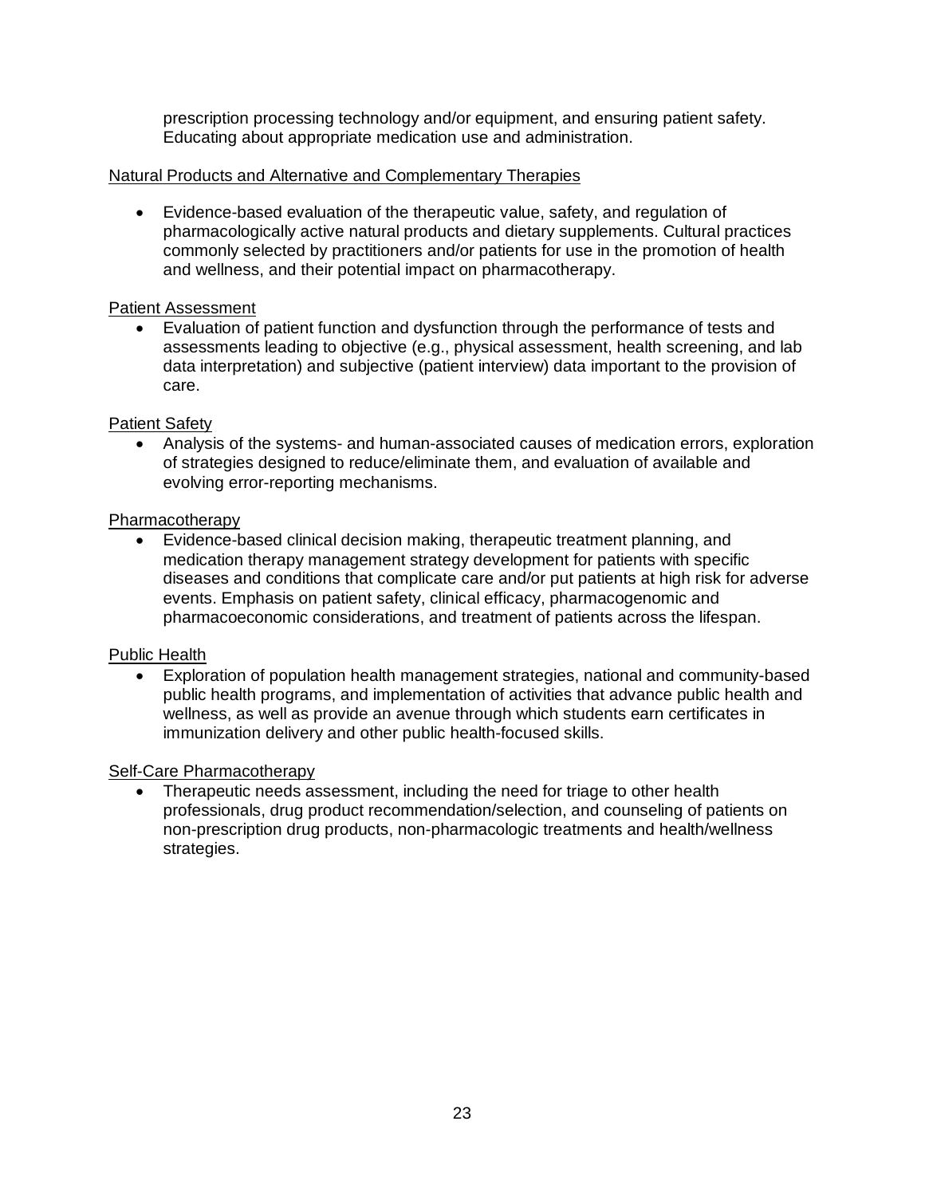prescription processing technology and/or equipment, and ensuring patient safety. Educating about appropriate medication use and administration.

Natural Products and Alternative and Complementary Therapies

- Evidence-based evaluation of the therapeutic value, safety, and regulation of pharmacologically active natural products and dietary supplements. Cultural practices commonly selected by practitioners and/or patients for use in the promotion of health and wellness, and their potential impact on pharmacotherapy.

Patient Assessment

- Evaluation of patient function and dysfunction through the performance of tests and assessments leading to objective (e.g., physical assessment, health screening, and lab data interpretation) and subjective (patient interview) data important to the provision of care.

Patient Safety

- Analysis of the systems- and human-associated causes of medication errors, exploration of strategies designed to reduce/eliminate them, and evaluation of available and evolving error-reporting mechanisms.

Pharmacotherapy

- Evidence-based clinical decision making, therapeutic treatment planning, and medication therapy management strategy development for patients with specific diseases and conditions that complicate care and/or put patients at high risk for adverse events. Emphasis on patient safety, clinical efficacy, pharmacogenomic and pharmacoeconomic considerations, and treatment of patients across the lifespan.

Public Health

- Exploration of population health management strategies, national and community-based public health programs, and implementation of activities that advance public health and wellness, as well as provide an avenue through which students earn certificates in immunization delivery and other public health-focused skills.

Self-Care Pharmacotherapy

- Therapeutic needs assessment, including the need for triage to other health professionals, drug product recommendation/selection, and counseling of patients on non-prescription drug products, non-pharmacologic treatments and health/wellness strategies.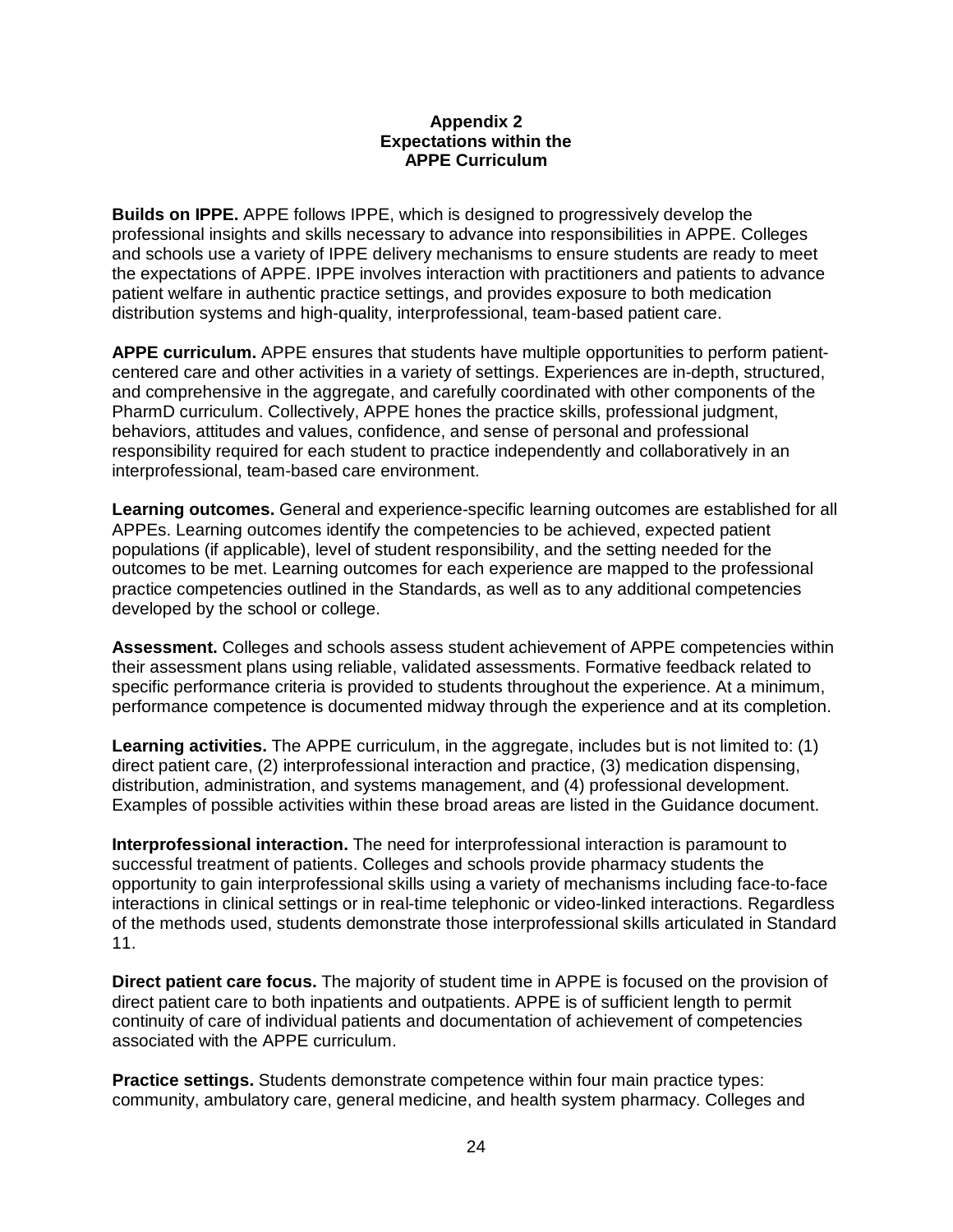# Appendix 2
## Expectations within the APPE Curriculum

**Builds on IPPE.** APPE follows IPPE, which is designed to progressively develop the professional insights and skills necessary to advance into responsibilities in APPE. Colleges and schools use a variety of IPPE delivery mechanisms to ensure students are ready to meet the expectations of APPE. IPPE involves interaction with practitioners and patients to advance patient welfare in authentic practice settings, and provides exposure to both medication distribution systems and high-quality, interprofessional, team-based patient care.

**APPE curriculum.** APPE ensures that students have multiple opportunities to perform patient-centered care and other activities in a variety of settings. Experiences are in-depth, structured, and comprehensive in the aggregate, and carefully coordinated with other components of the PharmD curriculum. Collectively, APPE hones the practice skills, professional judgment, behaviors, attitudes and values, confidence, and sense of personal and professional responsibility required for each student to practice independently and collaboratively in an interprofessional, team-based care environment.

**Learning outcomes.** General and experience-specific learning outcomes are established for all APPEs. Learning outcomes identify the competencies to be achieved, expected patient populations (if applicable), level of student responsibility, and the setting needed for the outcomes to be met. Learning outcomes for each experience are mapped to the professional practice competencies outlined in the Standards, as well as to any additional competencies developed by the school or college.

**Assessment.** Colleges and schools assess student achievement of APPE competencies within their assessment plans using reliable, validated assessments. Formative feedback related to specific performance criteria is provided to students throughout the experience. At a minimum, performance competence is documented midway through the experience and at its completion.

**Learning activities.** The APPE curriculum, in the aggregate, includes but is not limited to: (1) direct patient care, (2) interprofessional interaction and practice, (3) medication dispensing, distribution, administration, and systems management, and (4) professional development. Examples of possible activities within these broad areas are listed in the Guidance document.

**Interprofessional interaction.** The need for interprofessional interaction is paramount to successful treatment of patients. Colleges and schools provide pharmacy students the opportunity to gain interprofessional skills using a variety of mechanisms including face-to-face interactions in clinical settings or in real-time telephonic or video-linked interactions. Regardless of the methods used, students demonstrate those interprofessional skills articulated in Standard 11.

**Direct patient care focus.** The majority of student time in APPE is focused on the provision of direct patient care to both inpatients and outpatients. APPE is of sufficient length to permit continuity of care of individual patients and documentation of achievement of competencies associated with the APPE curriculum.

**Practice settings.** Students demonstrate competence within four main practice types: community, ambulatory care, general medicine, and health system pharmacy. Colleges and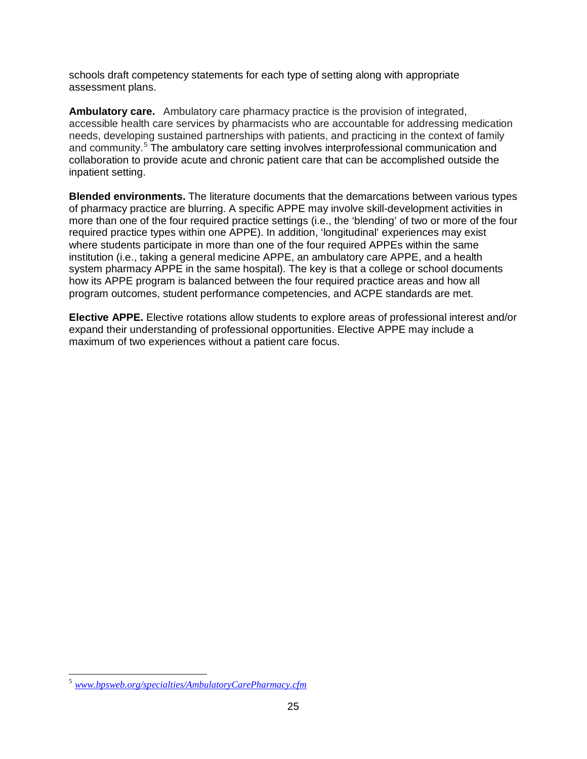schools draft competency statements for each type of setting along with appropriate assessment plans.

**Ambulatory care.** Ambulatory care pharmacy practice is the provision of integrated, accessible health care services by pharmacists who are accountable for addressing medication needs, developing sustained partnerships with patients, and practicing in the context of family and community.[5] The ambulatory care setting involves interprofessional communication and collaboration to provide acute and chronic patient care that can be accomplished outside the inpatient setting.

**Blended environments.** The literature documents that the demarcations between various types of pharmacy practice are blurring. A specific APPE may involve skill-development activities in more than one of the four required practice settings (i.e., the 'blending' of two or more of the four required practice types within one APPE). In addition, 'longitudinal' experiences may exist where students participate in more than one of the four required APPEs within the same institution (i.e., taking a general medicine APPE, an ambulatory care APPE, and a health system pharmacy APPE in the same hospital). The key is that a college or school documents how its APPE program is balanced between the four required practice areas and how all program outcomes, student performance competencies, and ACPE standards are met.

**Elective APPE.** Elective rotations allow students to explore areas of professional interest and/or expand their understanding of professional opportunities. Elective APPE may include a maximum of two experiences without a patient care focus.

---

[5] *www.bpsweb.org/specialties/AmbulatoryCarePharmacy.cfm*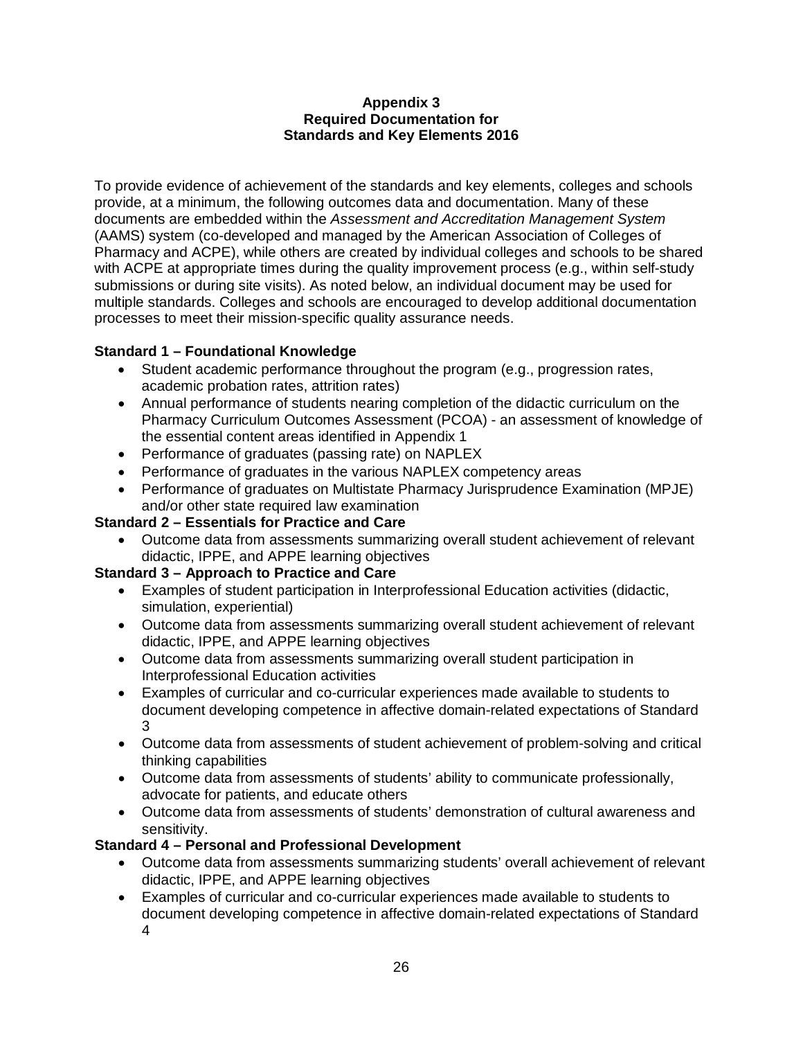# Appendix 3
## Required Documentation for Standards and Key Elements 2016

To provide evidence of achievement of the standards and key elements, colleges and schools provide, at a minimum, the following outcomes data and documentation. Many of these documents are embedded within the *Assessment and Accreditation Management System* (AAMS) system (co-developed and managed by the American Association of Colleges of Pharmacy and ACPE), while others are created by individual colleges and schools to be shared with ACPE at appropriate times during the quality improvement process (e.g., within self-study submissions or during site visits). As noted below, an individual document may be used for multiple standards. Colleges and schools are encouraged to develop additional documentation processes to meet their mission-specific quality assurance needs.

**Standard 1 – Foundational Knowledge**

- Student academic performance throughout the program (e.g., progression rates, academic probation rates, attrition rates)
- Annual performance of students nearing completion of the didactic curriculum on the Pharmacy Curriculum Outcomes Assessment (PCOA) - an assessment of knowledge of the essential content areas identified in Appendix 1
- Performance of graduates (passing rate) on NAPLEX
- Performance of graduates in the various NAPLEX competency areas
- Performance of graduates on Multistate Pharmacy Jurisprudence Examination (MPJE) and/or other state required law examination

**Standard 2 – Essentials for Practice and Care**

- Outcome data from assessments summarizing overall student achievement of relevant didactic, IPPE, and APPE learning objectives

**Standard 3 – Approach to Practice and Care**

- Examples of student participation in Interprofessional Education activities (didactic, simulation, experiential)
- Outcome data from assessments summarizing overall student achievement of relevant didactic, IPPE, and APPE learning objectives
- Outcome data from assessments summarizing overall student participation in Interprofessional Education activities
- Examples of curricular and co-curricular experiences made available to students to document developing competence in affective domain-related expectations of Standard 3
- Outcome data from assessments of student achievement of problem-solving and critical thinking capabilities
- Outcome data from assessments of students' ability to communicate professionally, advocate for patients, and educate others
- Outcome data from assessments of students' demonstration of cultural awareness and sensitivity.

**Standard 4 – Personal and Professional Development**

- Outcome data from assessments summarizing students' overall achievement of relevant didactic, IPPE, and APPE learning objectives
- Examples of curricular and co-curricular experiences made available to students to document developing competence in affective domain-related expectations of Standard 4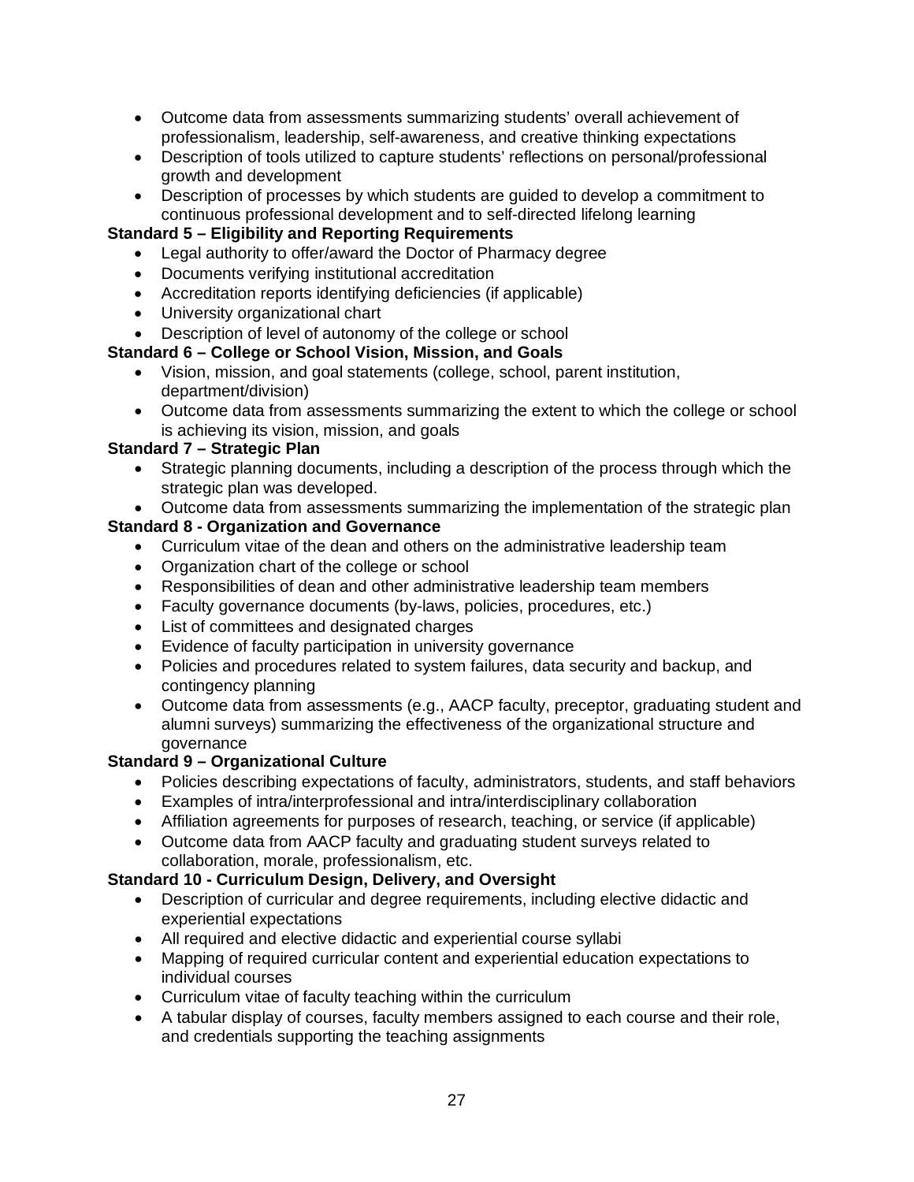- Outcome data from assessments summarizing students' overall achievement of professionalism, leadership, self-awareness, and creative thinking expectations
- Description of tools utilized to capture students' reflections on personal/professional growth and development
- Description of processes by which students are guided to develop a commitment to continuous professional development and to self-directed lifelong learning

**Standard 5 – Eligibility and Reporting Requirements**

- Legal authority to offer/award the Doctor of Pharmacy degree
- Documents verifying institutional accreditation
- Accreditation reports identifying deficiencies (if applicable)
- University organizational chart
- Description of level of autonomy of the college or school

**Standard 6 – College or School Vision, Mission, and Goals**

- Vision, mission, and goal statements (college, school, parent institution, department/division)
- Outcome data from assessments summarizing the extent to which the college or school is achieving its vision, mission, and goals

**Standard 7 – Strategic Plan**

- Strategic planning documents, including a description of the process through which the strategic plan was developed.
- Outcome data from assessments summarizing the implementation of the strategic plan

**Standard 8 - Organization and Governance**

- Curriculum vitae of the dean and others on the administrative leadership team
- Organization chart of the college or school
- Responsibilities of dean and other administrative leadership team members
- Faculty governance documents (by-laws, policies, procedures, etc.)
- List of committees and designated charges
- Evidence of faculty participation in university governance
- Policies and procedures related to system failures, data security and backup, and contingency planning
- Outcome data from assessments (e.g., AACP faculty, preceptor, graduating student and alumni surveys) summarizing the effectiveness of the organizational structure and governance

**Standard 9 – Organizational Culture**

- Policies describing expectations of faculty, administrators, students, and staff behaviors
- Examples of intra/interprofessional and intra/interdisciplinary collaboration
- Affiliation agreements for purposes of research, teaching, or service (if applicable)
- Outcome data from AACP faculty and graduating student surveys related to collaboration, morale, professionalism, etc.

**Standard 10 - Curriculum Design, Delivery, and Oversight**

- Description of curricular and degree requirements, including elective didactic and experiential expectations
- All required and elective didactic and experiential course syllabi
- Mapping of required curricular content and experiential education expectations to individual courses
- Curriculum vitae of faculty teaching within the curriculum
- A tabular display of courses, faculty members assigned to each course and their role, and credentials supporting the teaching assignments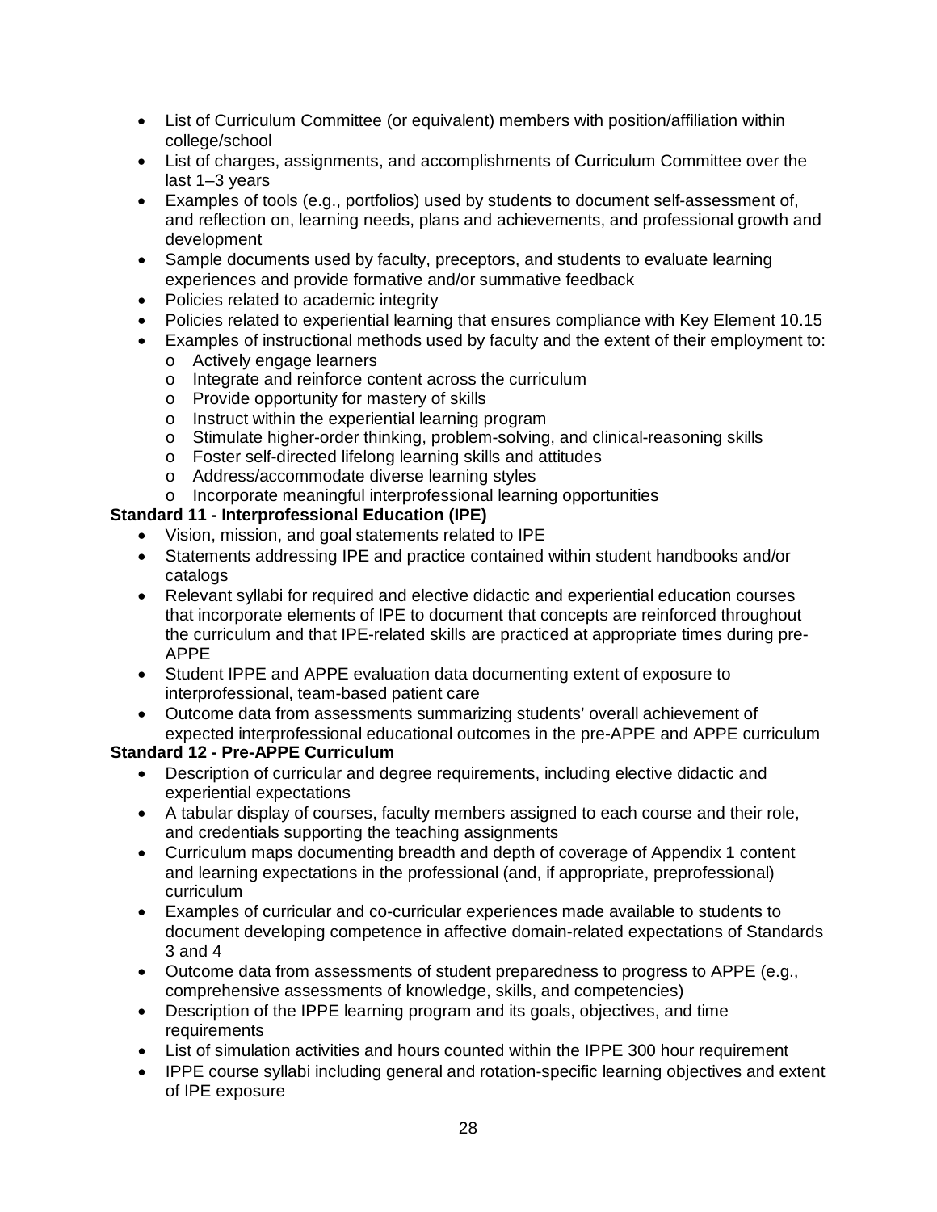- List of Curriculum Committee (or equivalent) members with position/affiliation within college/school
- List of charges, assignments, and accomplishments of Curriculum Committee over the last 1–3 years
- Examples of tools (e.g., portfolios) used by students to document self-assessment of, and reflection on, learning needs, plans and achievements, and professional growth and development
- Sample documents used by faculty, preceptors, and students to evaluate learning experiences and provide formative and/or summative feedback
- Policies related to academic integrity
- Policies related to experiential learning that ensures compliance with Key Element 10.15
- Examples of instructional methods used by faculty and the extent of their employment to:
  - Actively engage learners
  - Integrate and reinforce content across the curriculum
  - Provide opportunity for mastery of skills
  - Instruct within the experiential learning program
  - Stimulate higher-order thinking, problem-solving, and clinical-reasoning skills
  - Foster self-directed lifelong learning skills and attitudes
  - Address/accommodate diverse learning styles
  - Incorporate meaningful interprofessional learning opportunities

**Standard 11 - Interprofessional Education (IPE)**

- Vision, mission, and goal statements related to IPE
- Statements addressing IPE and practice contained within student handbooks and/or catalogs
- Relevant syllabi for required and elective didactic and experiential education courses that incorporate elements of IPE to document that concepts are reinforced throughout the curriculum and that IPE-related skills are practiced at appropriate times during pre-APPE
- Student IPPE and APPE evaluation data documenting extent of exposure to interprofessional, team-based patient care
- Outcome data from assessments summarizing students' overall achievement of expected interprofessional educational outcomes in the pre-APPE and APPE curriculum

**Standard 12 - Pre-APPE Curriculum**

- Description of curricular and degree requirements, including elective didactic and experiential expectations
- A tabular display of courses, faculty members assigned to each course and their role, and credentials supporting the teaching assignments
- Curriculum maps documenting breadth and depth of coverage of Appendix 1 content and learning expectations in the professional (and, if appropriate, preprofessional) curriculum
- Examples of curricular and co-curricular experiences made available to students to document developing competence in affective domain-related expectations of Standards 3 and 4
- Outcome data from assessments of student preparedness to progress to APPE (e.g., comprehensive assessments of knowledge, skills, and competencies)
- Description of the IPPE learning program and its goals, objectives, and time requirements
- List of simulation activities and hours counted within the IPPE 300 hour requirement
- IPPE course syllabi including general and rotation-specific learning objectives and extent of IPE exposure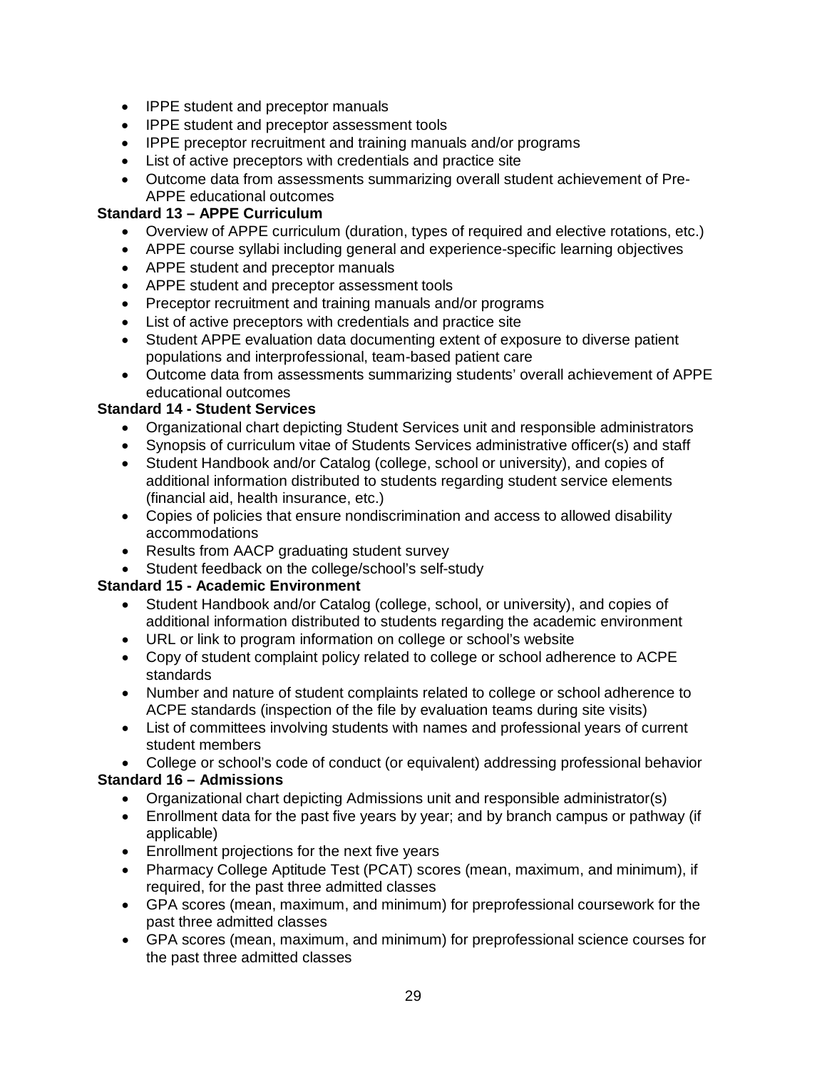- IPPE student and preceptor manuals
- IPPE student and preceptor assessment tools
- IPPE preceptor recruitment and training manuals and/or programs
- List of active preceptors with credentials and practice site
- Outcome data from assessments summarizing overall student achievement of Pre-APPE educational outcomes

**Standard 13 – APPE Curriculum**

- Overview of APPE curriculum (duration, types of required and elective rotations, etc.)
- APPE course syllabi including general and experience-specific learning objectives
- APPE student and preceptor manuals
- APPE student and preceptor assessment tools
- Preceptor recruitment and training manuals and/or programs
- List of active preceptors with credentials and practice site
- Student APPE evaluation data documenting extent of exposure to diverse patient populations and interprofessional, team-based patient care
- Outcome data from assessments summarizing students' overall achievement of APPE educational outcomes

**Standard 14 - Student Services**

- Organizational chart depicting Student Services unit and responsible administrators
- Synopsis of curriculum vitae of Students Services administrative officer(s) and staff
- Student Handbook and/or Catalog (college, school or university), and copies of additional information distributed to students regarding student service elements (financial aid, health insurance, etc.)
- Copies of policies that ensure nondiscrimination and access to allowed disability accommodations
- Results from AACP graduating student survey
- Student feedback on the college/school's self-study

**Standard 15 - Academic Environment**

- Student Handbook and/or Catalog (college, school, or university), and copies of additional information distributed to students regarding the academic environment
- URL or link to program information on college or school's website
- Copy of student complaint policy related to college or school adherence to ACPE standards
- Number and nature of student complaints related to college or school adherence to ACPE standards (inspection of the file by evaluation teams during site visits)
- List of committees involving students with names and professional years of current student members
- College or school's code of conduct (or equivalent) addressing professional behavior

**Standard 16 – Admissions**

- Organizational chart depicting Admissions unit and responsible administrator(s)
- Enrollment data for the past five years by year; and by branch campus or pathway (if applicable)
- Enrollment projections for the next five years
- Pharmacy College Aptitude Test (PCAT) scores (mean, maximum, and minimum), if required, for the past three admitted classes
- GPA scores (mean, maximum, and minimum) for preprofessional coursework for the past three admitted classes
- GPA scores (mean, maximum, and minimum) for preprofessional science courses for the past three admitted classes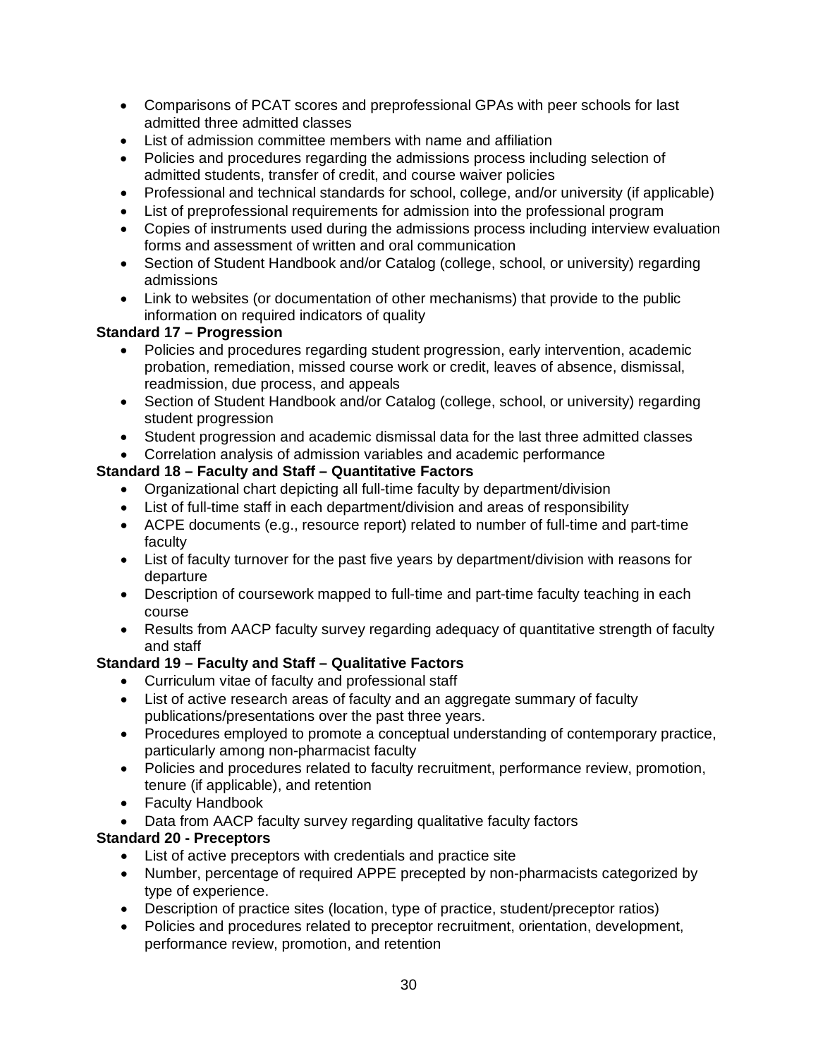- Comparisons of PCAT scores and preprofessional GPAs with peer schools for last admitted three admitted classes
- List of admission committee members with name and affiliation
- Policies and procedures regarding the admissions process including selection of admitted students, transfer of credit, and course waiver policies
- Professional and technical standards for school, college, and/or university (if applicable)
- List of preprofessional requirements for admission into the professional program
- Copies of instruments used during the admissions process including interview evaluation forms and assessment of written and oral communication
- Section of Student Handbook and/or Catalog (college, school, or university) regarding admissions
- Link to websites (or documentation of other mechanisms) that provide to the public information on required indicators of quality

**Standard 17 – Progression**

- Policies and procedures regarding student progression, early intervention, academic probation, remediation, missed course work or credit, leaves of absence, dismissal, readmission, due process, and appeals
- Section of Student Handbook and/or Catalog (college, school, or university) regarding student progression
- Student progression and academic dismissal data for the last three admitted classes
- Correlation analysis of admission variables and academic performance

**Standard 18 – Faculty and Staff – Quantitative Factors**

- Organizational chart depicting all full-time faculty by department/division
- List of full-time staff in each department/division and areas of responsibility
- ACPE documents (e.g., resource report) related to number of full-time and part-time faculty
- List of faculty turnover for the past five years by department/division with reasons for departure
- Description of coursework mapped to full-time and part-time faculty teaching in each course
- Results from AACP faculty survey regarding adequacy of quantitative strength of faculty and staff

**Standard 19 – Faculty and Staff – Qualitative Factors**

- Curriculum vitae of faculty and professional staff
- List of active research areas of faculty and an aggregate summary of faculty publications/presentations over the past three years.
- Procedures employed to promote a conceptual understanding of contemporary practice, particularly among non-pharmacist faculty
- Policies and procedures related to faculty recruitment, performance review, promotion, tenure (if applicable), and retention
- Faculty Handbook
- Data from AACP faculty survey regarding qualitative faculty factors

**Standard 20 - Preceptors**

- List of active preceptors with credentials and practice site
- Number, percentage of required APPE precepted by non-pharmacists categorized by type of experience.
- Description of practice sites (location, type of practice, student/preceptor ratios)
- Policies and procedures related to preceptor recruitment, orientation, development, performance review, promotion, and retention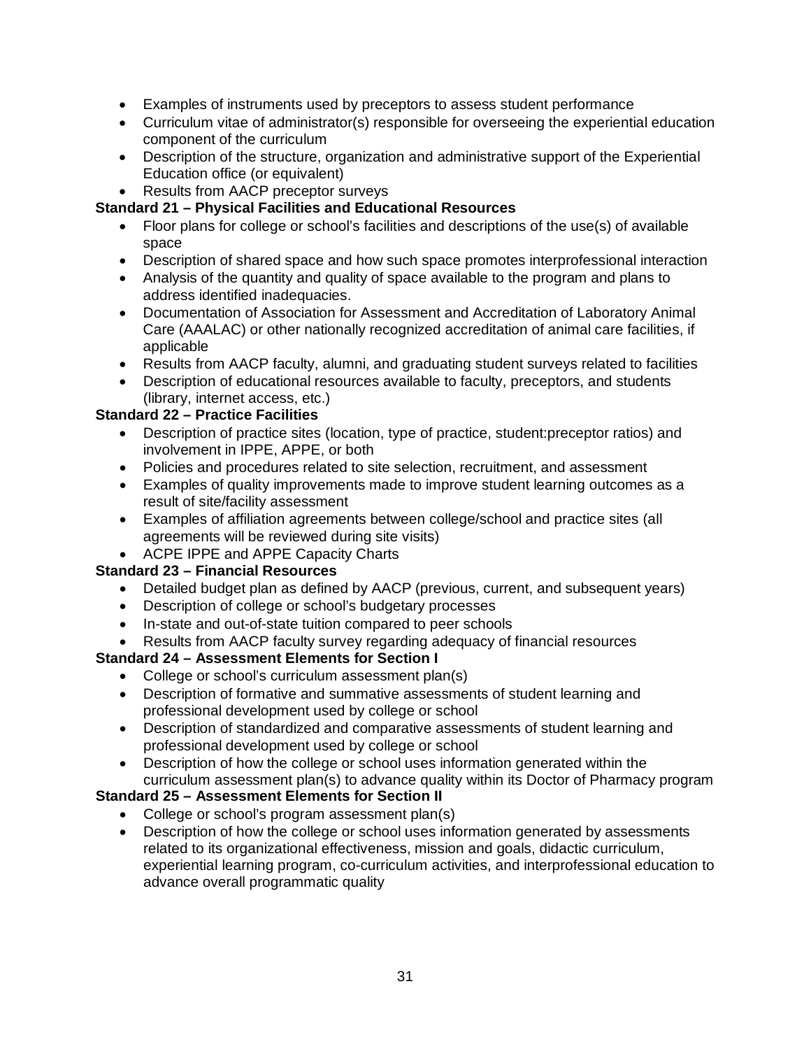- Examples of instruments used by preceptors to assess student performance
- Curriculum vitae of administrator(s) responsible for overseeing the experiential education component of the curriculum
- Description of the structure, organization and administrative support of the Experiential Education office (or equivalent)
- Results from AACP preceptor surveys

**Standard 21 – Physical Facilities and Educational Resources**

- Floor plans for college or school's facilities and descriptions of the use(s) of available space
- Description of shared space and how such space promotes interprofessional interaction
- Analysis of the quantity and quality of space available to the program and plans to address identified inadequacies.
- Documentation of Association for Assessment and Accreditation of Laboratory Animal Care (AAALAC) or other nationally recognized accreditation of animal care facilities, if applicable
- Results from AACP faculty, alumni, and graduating student surveys related to facilities
- Description of educational resources available to faculty, preceptors, and students (library, internet access, etc.)

**Standard 22 – Practice Facilities**

- Description of practice sites (location, type of practice, student:preceptor ratios) and involvement in IPPE, APPE, or both
- Policies and procedures related to site selection, recruitment, and assessment
- Examples of quality improvements made to improve student learning outcomes as a result of site/facility assessment
- Examples of affiliation agreements between college/school and practice sites (all agreements will be reviewed during site visits)
- ACPE IPPE and APPE Capacity Charts

**Standard 23 – Financial Resources**

- Detailed budget plan as defined by AACP (previous, current, and subsequent years)
- Description of college or school's budgetary processes
- In-state and out-of-state tuition compared to peer schools
- Results from AACP faculty survey regarding adequacy of financial resources

**Standard 24 – Assessment Elements for Section I**

- College or school's curriculum assessment plan(s)
- Description of formative and summative assessments of student learning and professional development used by college or school
- Description of standardized and comparative assessments of student learning and professional development used by college or school
- Description of how the college or school uses information generated within the curriculum assessment plan(s) to advance quality within its Doctor of Pharmacy program

**Standard 25 – Assessment Elements for Section II**

- College or school's program assessment plan(s)
- Description of how the college or school uses information generated by assessments related to its organizational effectiveness, mission and goals, didactic curriculum, experiential learning program, co-curriculum activities, and interprofessional education to advance overall programmatic quality